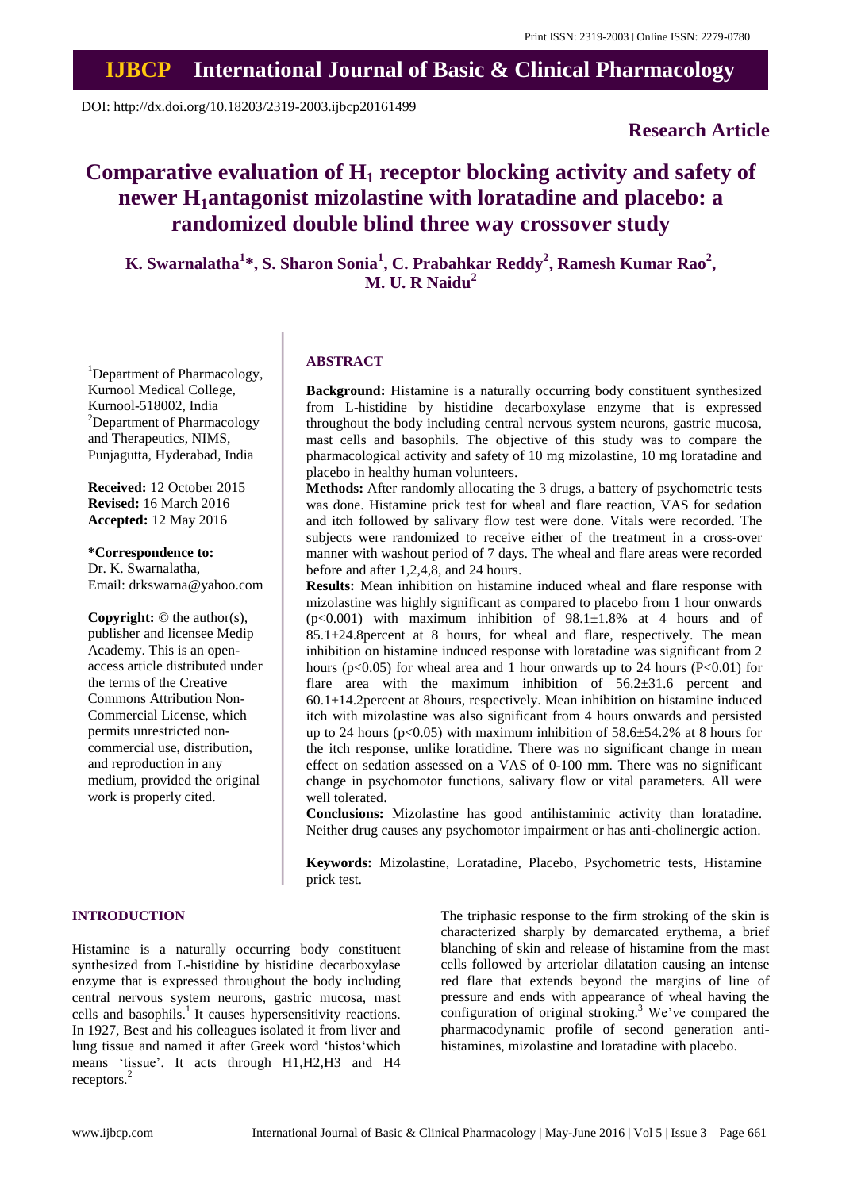**Research Article**

# Comparative evaluation of $H_1$ receptor blocking activity and safety of newer $H_1$antagonist mizolastine with loratadine and placebo: a randomized double blind three way crossover study

**K. Swarnalatha[1]*, S. Sharon Sonia[1], C. Prabahkar Reddy[2], Ramesh Kumar Rao[2], M. U. R Naidu[2]**

DOI: http://dx.doi.org/10.18203/2319-2003.ijbcp20161499

[1]Department of Pharmacology, Kurnool Medical College, Kurnool-518002, India
[2]Department of Pharmacology and Therapeutics, NIMS, Punjagutta, Hyderabad, India

**Received:** 12 October 2015
**Revised:** 16 March 2016
**Accepted:** 12 May 2016

**\*Correspondence to:**
Dr. K. Swarnalatha,
Email: drkswarna@yahoo.com

**Copyright:** © the author(s), publisher and licensee Medip Academy. This is an open-access article distributed under the terms of the Creative Commons Attribution Non-Commercial License, which permits unrestricted non-commercial use, distribution, and reproduction in any medium, provided the original work is properly cited.

## ABSTRACT

**Background:** Histamine is a naturally occurring body constituent synthesized from L-histidine by histidine decarboxylase enzyme that is expressed throughout the body including central nervous system neurons, gastric mucosa, mast cells and basophils. The objective of this study was to compare the pharmacological activity and safety of 10 mg mizolastine, 10 mg loratadine and placebo in healthy human volunteers.

**Methods:** After randomly allocating the 3 drugs, a battery of psychometric tests was done. Histamine prick test for wheal and flare reaction, VAS for sedation and itch followed by salivary flow test were done. Vitals were recorded. The subjects were randomized to receive either of the treatment in a cross-over manner with washout period of 7 days. The wheal and flare areas were recorded before and after 1,2,4,8, and 24 hours.

**Results:** Mean inhibition on histamine induced wheal and flare response with mizolastine was highly significant as compared to placebo from 1 hour onwards ($p<0.001$) with maximum inhibition of 98.1±1.8% at 4 hours and of 85.1±24.8percent at 8 hours, for wheal and flare, respectively. The mean inhibition on histamine induced response with loratadine was significant from 2 hours ($p<0.05$) for wheal area and 1 hour onwards up to 24 hours ($P<0.01$) for flare area with the maximum inhibition of 56.2±31.6 percent and 60.1±14.2percent at 8hours, respectively. Mean inhibition on histamine induced itch with mizolastine was also significant from 4 hours onwards and persisted up to 24 hours ($p<0.05$) with maximum inhibition of 58.6±54.2% at 8 hours for the itch response, unlike loratidine. There was no significant change in mean effect on sedation assessed on a VAS of 0-100 mm. There was no significant change in psychomotor functions, salivary flow or vital parameters. All were well tolerated.

**Conclusions:** Mizolastine has good antihistaminic activity than loratadine. Neither drug causes any psychomotor impairment or has anti-cholinergic action.

**Keywords:** Mizolastine, Loratadine, Placebo, Psychometric tests, Histamine prick test.

## INTRODUCTION

Histamine is a naturally occurring body constituent synthesized from L-histidine by histidine decarboxylase enzyme that is expressed throughout the body including central nervous system neurons, gastric mucosa, mast cells and basophils.[1] It causes hypersensitivity reactions. In 1927, Best and his colleagues isolated it from liver and lung tissue and named it after Greek word 'histos'which means 'tissue'. It acts through H1,H2,H3 and H4 receptors.[2]

The triphasic response to the firm stroking of the skin is characterized sharply by demarcated erythema, a brief blanching of skin and release of histamine from the mast cells followed by arteriolar dilatation causing an intense red flare that extends beyond the margins of line of pressure and ends with appearance of wheal having the configuration of original stroking.[3] We've compared the pharmacodynamic profile of second generation anti-histamines, mizolastine and loratadine with placebo.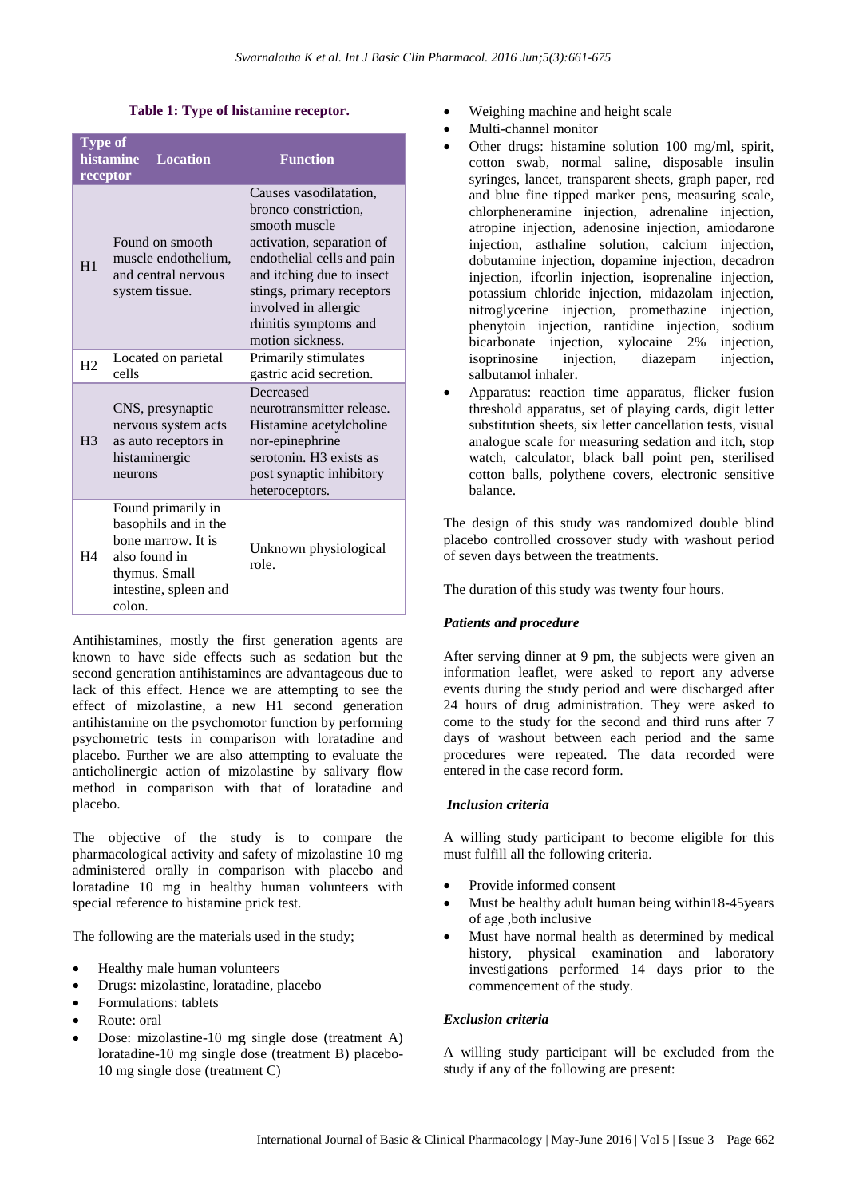**Table 1: Type of histamine receptor.**

| Type of histamine receptor | Location | Function |
|---|---|---|
| H1 | Found on smooth muscle endothelium, and central nervous system tissue. | Causes vasodilatation, bronco constriction, smooth muscle activation, separation of endothelial cells and pain and itching due to insect stings, primary receptors involved in allergic rhinitis symptoms and motion sickness. |
| H2 | Located on parietal cells | Primarily stimulates gastric acid secretion. |
| H3 | CNS, presynaptic nervous system acts as auto receptors in histaminergic neurons | Decreased neurotransmitter release. Histamine acetylcholine nor-epinephrine serotonin. H3 exists as post synaptic inhibitory heteroceptors. |
| H4 | Found primarily in basophils and in the bone marrow. It is also found in thymus. Small intestine, spleen and colon. | Unknown physiological role. |

Antihistamines, mostly the first generation agents are known to have side effects such as sedation but the second generation antihistamines are advantageous due to lack of this effect. Hence we are attempting to see the effect of mizolastine, a new H1 second generation antihistamine on the psychomotor function by performing psychometric tests in comparison with loratadine and placebo. Further we are also attempting to evaluate the anticholinergic action of mizolastine by salivary flow method in comparison with that of loratadine and placebo.

The objective of the study is to compare the pharmacological activity and safety of mizolastine 10 mg administered orally in comparison with placebo and loratadine 10 mg in healthy human volunteers with special reference to histamine prick test.

The following are the materials used in the study;

- Healthy male human volunteers
- Drugs: mizolastine, loratadine, placebo
- Formulations: tablets
- Route: oral
- Dose: mizolastine-10 mg single dose (treatment A) loratadine-10 mg single dose (treatment B) placebo-10 mg single dose (treatment C)
- Weighing machine and height scale
- Multi-channel monitor
- Other drugs: histamine solution 100 mg/ml, spirit, cotton swab, normal saline, disposable insulin syringes, lancet, transparent sheets, graph paper, red and blue fine tipped marker pens, measuring scale, chlorpheneramine injection, adrenaline injection, atropine injection, adenosine injection, amiodarone injection, asthaline solution, calcium injection, dobutamine injection, dopamine injection, decadron injection, ifcorlin injection, isoprenaline injection, potassium chloride injection, midazolam injection, nitroglycerine injection, promethazine injection, phenytoin injection, rantidine injection, sodium bicarbonate injection, xylocaine 2% injection, isoprinosine injection, diazepam injection, salbutamol inhaler.
- Apparatus: reaction time apparatus, flicker fusion threshold apparatus, set of playing cards, digit letter substitution sheets, six letter cancellation tests, visual analogue scale for measuring sedation and itch, stop watch, calculator, black ball point pen, sterilised cotton balls, polythene covers, electronic sensitive balance.

The design of this study was randomized double blind placebo controlled crossover study with washout period of seven days between the treatments.

The duration of this study was twenty four hours.

### *Patients and procedure*

After serving dinner at 9 pm, the subjects were given an information leaflet, were asked to report any adverse events during the study period and were discharged after 24 hours of drug administration. They were asked to come to the study for the second and third runs after 7 days of washout between each period and the same procedures were repeated. The data recorded were entered in the case record form.

### *Inclusion criteria*

A willing study participant to become eligible for this must fulfill all the following criteria.

- Provide informed consent
- Must be healthy adult human being within18-45years of age ,both inclusive
- Must have normal health as determined by medical history, physical examination and laboratory investigations performed 14 days prior to the commencement of the study.

### *Exclusion criteria*

A willing study participant will be excluded from the study if any of the following are present: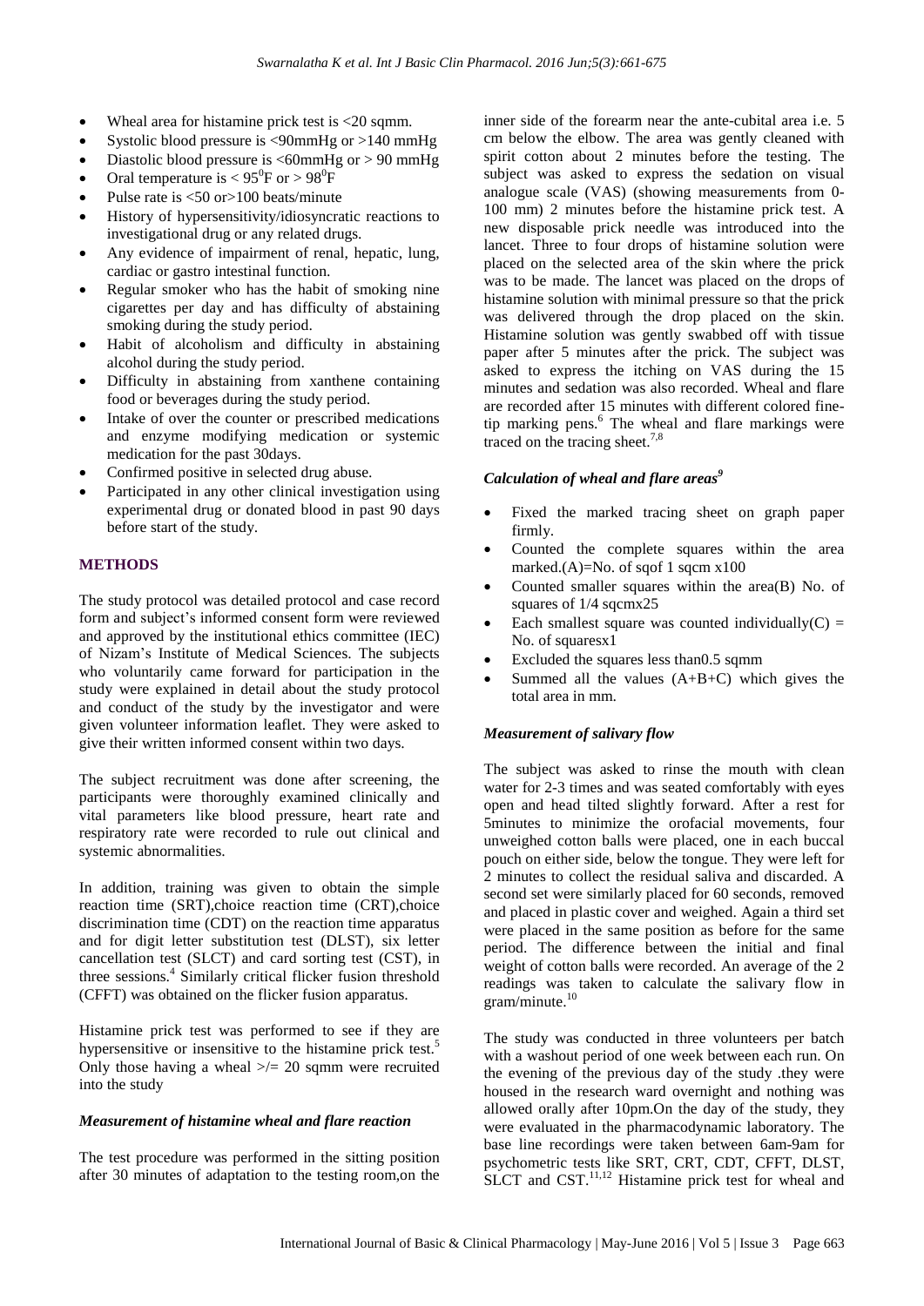- Wheal area for histamine prick test is <20 sqmm.
- Systolic blood pressure is <90mmHg or >140 mmHg
- Diastolic blood pressure is <60mmHg or > 90 mmHg
- Oral temperature is < $95^0$F or > $98^0$F
- Pulse rate is <50 or>100 beats/minute
- History of hypersensitivity/idiosyncratic reactions to investigational drug or any related drugs.
- Any evidence of impairment of renal, hepatic, lung, cardiac or gastro intestinal function.
- Regular smoker who has the habit of smoking nine cigarettes per day and has difficulty of abstaining smoking during the study period.
- Habit of alcoholism and difficulty in abstaining alcohol during the study period.
- Difficulty in abstaining from xanthene containing food or beverages during the study period.
- Intake of over the counter or prescribed medications and enzyme modifying medication or systemic medication for the past 30days.
- Confirmed positive in selected drug abuse.
- Participated in any other clinical investigation using experimental drug or donated blood in past 90 days before start of the study.

## METHODS

The study protocol was detailed protocol and case record form and subject's informed consent form were reviewed and approved by the institutional ethics committee (IEC) of Nizam's Institute of Medical Sciences. The subjects who voluntarily came forward for participation in the study were explained in detail about the study protocol and conduct of the study by the investigator and were given volunteer information leaflet. They were asked to give their written informed consent within two days.

The subject recruitment was done after screening, the participants were thoroughly examined clinically and vital parameters like blood pressure, heart rate and respiratory rate were recorded to rule out clinical and systemic abnormalities.

In addition, training was given to obtain the simple reaction time (SRT),choice reaction time (CRT),choice discrimination time (CDT) on the reaction time apparatus and for digit letter substitution test (DLST), six letter cancellation test (SLCT) and card sorting test (CST), in three sessions.[4] Similarly critical flicker fusion threshold (CFFT) was obtained on the flicker fusion apparatus.

Histamine prick test was performed to see if they are hypersensitive or insensitive to the histamine prick test.[5] Only those having a wheal >/= 20 sqmm were recruited into the study

### *Measurement of histamine wheal and flare reaction*

The test procedure was performed in the sitting position after 30 minutes of adaptation to the testing room,on the inner side of the forearm near the ante-cubital area i.e. 5 cm below the elbow. The area was gently cleaned with spirit cotton about 2 minutes before the testing. The subject was asked to express the sedation on visual analogue scale (VAS) (showing measurements from 0-100 mm) 2 minutes before the histamine prick test. A new disposable prick needle was introduced into the lancet. Three to four drops of histamine solution were placed on the selected area of the skin where the prick was to be made. The lancet was placed on the drops of histamine solution with minimal pressure so that the prick was delivered through the drop placed on the skin. Histamine solution was gently swabbed off with tissue paper after 5 minutes after the prick. The subject was asked to express the itching on VAS during the 15 minutes and sedation was also recorded. Wheal and flare are recorded after 15 minutes with different colored fine-tip marking pens.[6] The wheal and flare markings were traced on the tracing sheet.[7,8]

### *Calculation of wheal and flare areas[9]*

- Fixed the marked tracing sheet on graph paper firmly.
- Counted the complete squares within the area marked.(A)=No. of sqof 1 sqcm x100
- Counted smaller squares within the area(B) No. of squares of 1/4 sqcmx25
- Each smallest square was counted individually(C) = No. of squaresx1
- Excluded the squares less than0.5 sqmm
- Summed all the values (A+B+C) which gives the total area in mm.

### *Measurement of salivary flow*

The subject was asked to rinse the mouth with clean water for 2-3 times and was seated comfortably with eyes open and head tilted slightly forward. After a rest for 5minutes to minimize the orofacial movements, four unweighed cotton balls were placed, one in each buccal pouch on either side, below the tongue. They were left for 2 minutes to collect the residual saliva and discarded. A second set were similarly placed for 60 seconds, removed and placed in plastic cover and weighed. Again a third set were placed in the same position as before for the same period. The difference between the initial and final weight of cotton balls were recorded. An average of the 2 readings was taken to calculate the salivary flow in gram/minute.[10]

The study was conducted in three volunteers per batch with a washout period of one week between each run. On the evening of the previous day of the study .they were housed in the research ward overnight and nothing was allowed orally after 10pm.On the day of the study, they were evaluated in the pharmacodynamic laboratory. The base line recordings were taken between 6am-9am for psychometric tests like SRT, CRT, CDT, CFFT, DLST, SLCT and CST.[11,12] Histamine prick test for wheal and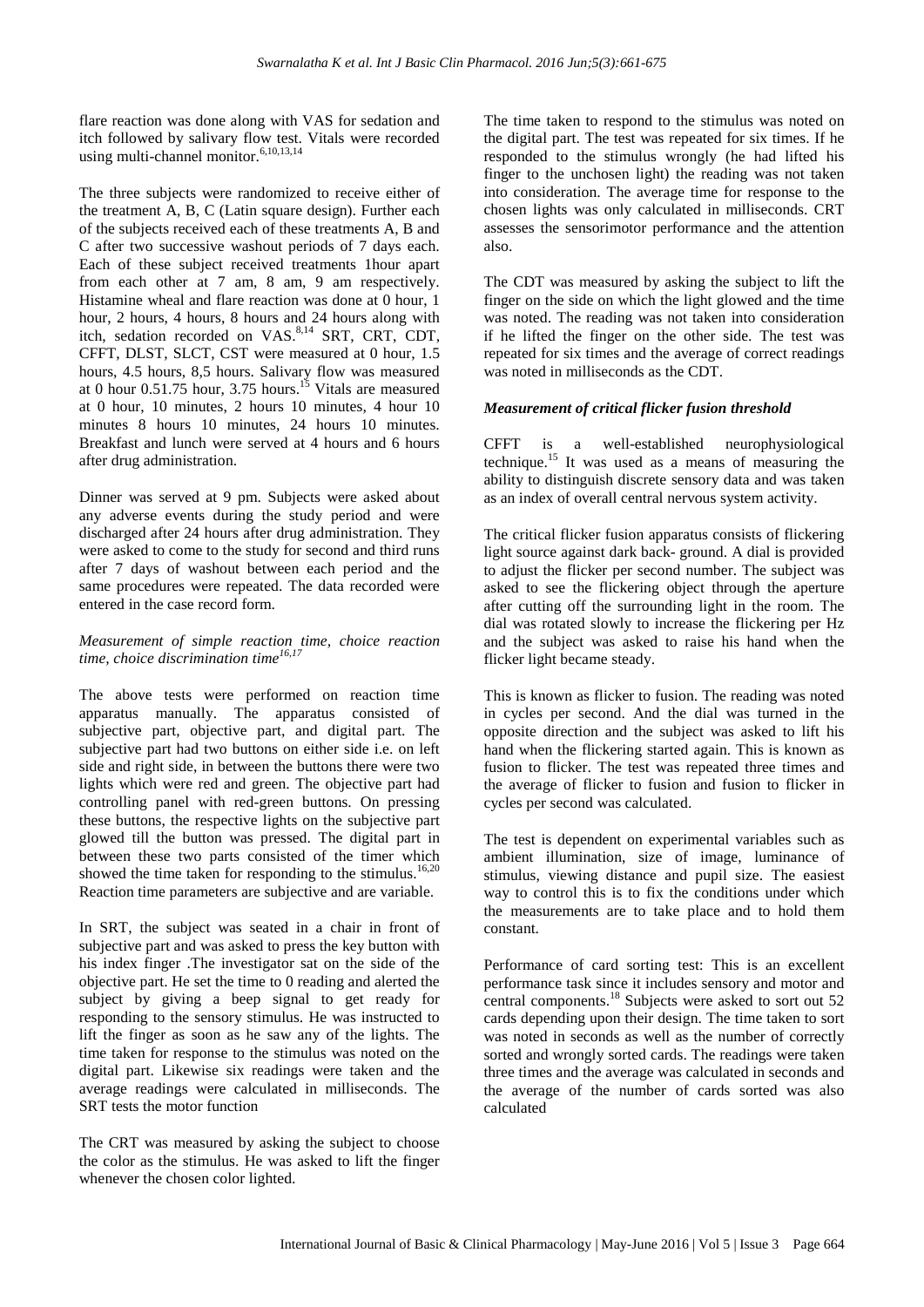flare reaction was done along with VAS for sedation and itch followed by salivary flow test. Vitals were recorded using multi-channel monitor.[6,10,13,14]

The three subjects were randomized to receive either of the treatment A, B, C (Latin square design). Further each of the subjects received each of these treatments A, B and C after two successive washout periods of 7 days each. Each of these subject received treatments 1hour apart from each other at 7 am, 8 am, 9 am respectively. Histamine wheal and flare reaction was done at 0 hour, 1 hour, 2 hours, 4 hours, 8 hours and 24 hours along with itch, sedation recorded on VAS.[8,14] SRT, CRT, CDT, CFFT, DLST, SLCT, CST were measured at 0 hour, 1.5 hours, 4.5 hours, 8,5 hours. Salivary flow was measured at 0 hour 0.51.75 hour, 3.75 hours.[15] Vitals are measured at 0 hour, 10 minutes, 2 hours 10 minutes, 4 hour 10 minutes 8 hours 10 minutes, 24 hours 10 minutes. Breakfast and lunch were served at 4 hours and 6 hours after drug administration.

Dinner was served at 9 pm. Subjects were asked about any adverse events during the study period and were discharged after 24 hours after drug administration. They were asked to come to the study for second and third runs after 7 days of washout between each period and the same procedures were repeated. The data recorded were entered in the case record form.

### *Measurement of simple reaction time, choice reaction time, choice discrimination time*[16,17]

The above tests were performed on reaction time apparatus manually. The apparatus consisted of subjective part, objective part, and digital part. The subjective part had two buttons on either side i.e. on left side and right side, in between the buttons there were two lights which were red and green. The objective part had controlling panel with red-green buttons. On pressing these buttons, the respective lights on the subjective part glowed till the button was pressed. The digital part in between these two parts consisted of the timer which showed the time taken for responding to the stimulus.[16,20] Reaction time parameters are subjective and are variable.

In SRT, the subject was seated in a chair in front of subjective part and was asked to press the key button with his index finger .The investigator sat on the side of the objective part. He set the time to 0 reading and alerted the subject by giving a beep signal to get ready for responding to the sensory stimulus. He was instructed to lift the finger as soon as he saw any of the lights. The time taken for response to the stimulus was noted on the digital part. Likewise six readings were taken and the average readings were calculated in milliseconds. The SRT tests the motor function

The CRT was measured by asking the subject to choose the color as the stimulus. He was asked to lift the finger whenever the chosen color lighted.

The time taken to respond to the stimulus was noted on the digital part. The test was repeated for six times. If he responded to the stimulus wrongly (he had lifted his finger to the unchosen light) the reading was not taken into consideration. The average time for response to the chosen lights was only calculated in milliseconds. CRT assesses the sensorimotor performance and the attention also.

The CDT was measured by asking the subject to lift the finger on the side on which the light glowed and the time was noted. The reading was not taken into consideration if he lifted the finger on the other side. The test was repeated for six times and the average of correct readings was noted in milliseconds as the CDT.

### *Measurement of critical flicker fusion threshold*

CFFT is a well-established neurophysiological technique.[15] It was used as a means of measuring the ability to distinguish discrete sensory data and was taken as an index of overall central nervous system activity.

The critical flicker fusion apparatus consists of flickering light source against dark back- ground. A dial is provided to adjust the flicker per second number. The subject was asked to see the flickering object through the aperture after cutting off the surrounding light in the room. The dial was rotated slowly to increase the flickering per Hz and the subject was asked to raise his hand when the flicker light became steady.

This is known as flicker to fusion. The reading was noted in cycles per second. And the dial was turned in the opposite direction and the subject was asked to lift his hand when the flickering started again. This is known as fusion to flicker. The test was repeated three times and the average of flicker to fusion and fusion to flicker in cycles per second was calculated.

The test is dependent on experimental variables such as ambient illumination, size of image, luminance of stimulus, viewing distance and pupil size. The easiest way to control this is to fix the conditions under which the measurements are to take place and to hold them constant.

Performance of card sorting test: This is an excellent performance task since it includes sensory and motor and central components.[18] Subjects were asked to sort out 52 cards depending upon their design. The time taken to sort was noted in seconds as well as the number of correctly sorted and wrongly sorted cards. The readings were taken three times and the average was calculated in seconds and the average of the number of cards sorted was also calculated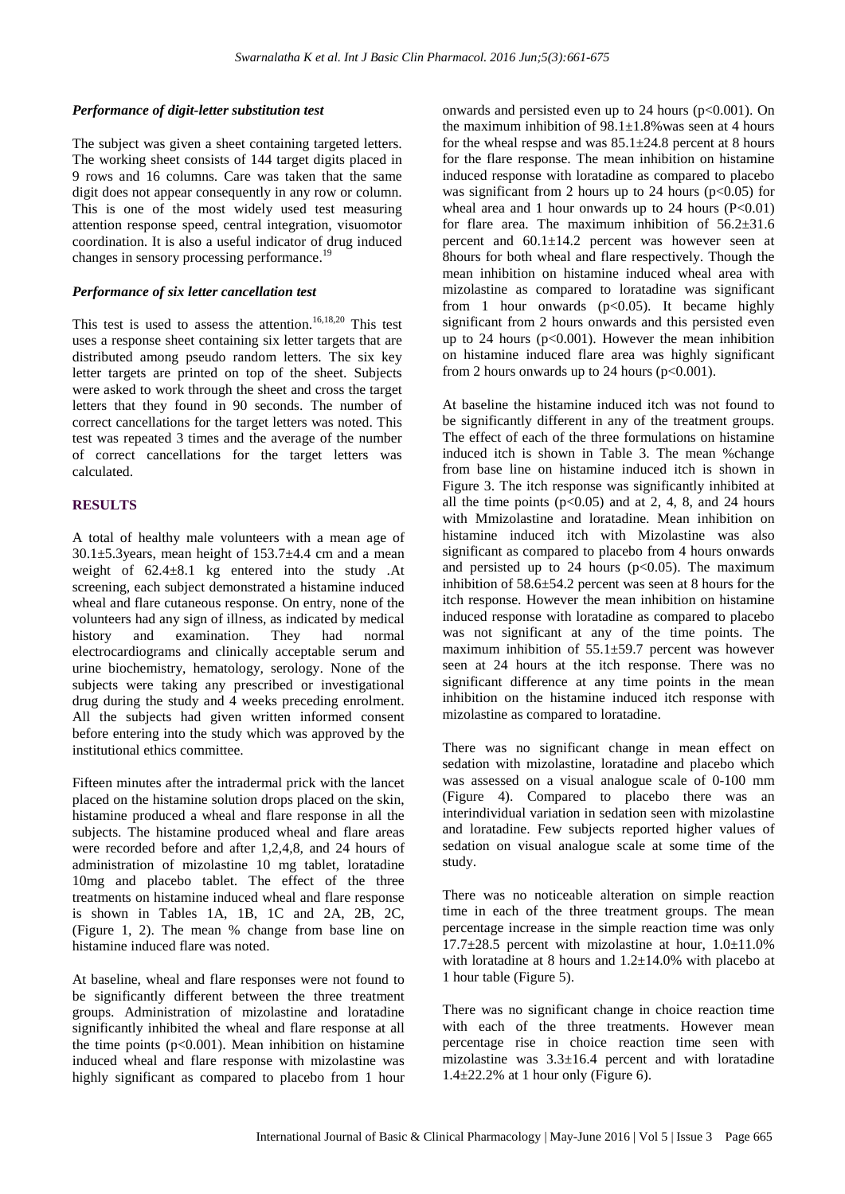#### *Performance of digit-letter substitution test*

The subject was given a sheet containing targeted letters. The working sheet consists of 144 target digits placed in 9 rows and 16 columns. Care was taken that the same digit does not appear consequently in any row or column. This is one of the most widely used test measuring attention response speed, central integration, visuomotor coordination. It is also a useful indicator of drug induced changes in sensory processing performance.[19]

#### *Performance of six letter cancellation test*

This test is used to assess the attention.[16,18,20] This test uses a response sheet containing six letter targets that are distributed among pseudo random letters. The six key letter targets are printed on top of the sheet. Subjects were asked to work through the sheet and cross the target letters that they found in 90 seconds. The number of correct cancellations for the target letters was noted. This test was repeated 3 times and the average of the number of correct cancellations for the target letters was calculated.

## RESULTS

A total of healthy male volunteers with a mean age of 30.1±5.3years, mean height of 153.7±4.4 cm and a mean weight of 62.4±8.1 kg entered into the study .At screening, each subject demonstrated a histamine induced wheal and flare cutaneous response. On entry, none of the volunteers had any sign of illness, as indicated by medical history and examination. They had normal electrocardiograms and clinically acceptable serum and urine biochemistry, hematology, serology. None of the subjects were taking any prescribed or investigational drug during the study and 4 weeks preceding enrolment. All the subjects had given written informed consent before entering into the study which was approved by the institutional ethics committee.

Fifteen minutes after the intradermal prick with the lancet placed on the histamine solution drops placed on the skin, histamine produced a wheal and flare response in all the subjects. The histamine produced wheal and flare areas were recorded before and after 1,2,4,8, and 24 hours of administration of mizolastine 10 mg tablet, loratadine 10mg and placebo tablet. The effect of the three treatments on histamine induced wheal and flare response is shown in Tables 1A, 1B, 1C and 2A, 2B, 2C, (Figure 1, 2). The mean % change from base line on histamine induced flare was noted.

At baseline, wheal and flare responses were not found to be significantly different between the three treatment groups. Administration of mizolastine and loratadine significantly inhibited the wheal and flare response at all the time points ($p<0.001$). Mean inhibition on histamine induced wheal and flare response with mizolastine was highly significant as compared to placebo from 1 hour onwards and persisted even up to 24 hours ($p<0.001$). On the maximum inhibition of 98.1±1.8%was seen at 4 hours for the wheal respse and was 85.1±24.8 percent at 8 hours for the flare response. The mean inhibition on histamine induced response with loratadine as compared to placebo was significant from 2 hours up to 24 hours ($p<0.05$) for wheal area and 1 hour onwards up to 24 hours ($P<0.01$) for flare area. The maximum inhibition of 56.2±31.6 percent and 60.1±14.2 percent was however seen at 8hours for both wheal and flare respectively. Though the mean inhibition on histamine induced wheal area with mizolastine as compared to loratadine was significant from 1 hour onwards ($p<0.05$). It became highly significant from 2 hours onwards and this persisted even up to 24 hours ($p<0.001$). However the mean inhibition on histamine induced flare area was highly significant from 2 hours onwards up to 24 hours ($p<0.001$).

At baseline the histamine induced itch was not found to be significantly different in any of the treatment groups. The effect of each of the three formulations on histamine induced itch is shown in Table 3. The mean %change from base line on histamine induced itch is shown in Figure 3. The itch response was significantly inhibited at all the time points ($p<0.05$) and at 2, 4, 8, and 24 hours with Mmizolastine and loratadine. Mean inhibition on histamine induced itch with Mizolastine was also significant as compared to placebo from 4 hours onwards and persisted up to 24 hours ($p<0.05$). The maximum inhibition of 58.6±54.2 percent was seen at 8 hours for the itch response. However the mean inhibition on histamine induced response with loratadine as compared to placebo was not significant at any of the time points. The maximum inhibition of 55.1±59.7 percent was however seen at 24 hours at the itch response. There was no significant difference at any time points in the mean inhibition on the histamine induced itch response with mizolastine as compared to loratadine.

There was no significant change in mean effect on sedation with mizolastine, loratadine and placebo which was assessed on a visual analogue scale of 0-100 mm (Figure 4). Compared to placebo there was an interindividual variation in sedation seen with mizolastine and loratadine. Few subjects reported higher values of sedation on visual analogue scale at some time of the study.

There was no noticeable alteration on simple reaction time in each of the three treatment groups. The mean percentage increase in the simple reaction time was only 17.7±28.5 percent with mizolastine at hour, 1.0±11.0% with loratadine at 8 hours and 1.2±14.0% with placebo at 1 hour table (Figure 5).

There was no significant change in choice reaction time with each of the three treatments. However mean percentage rise in choice reaction time seen with mizolastine was 3.3±16.4 percent and with loratadine 1.4±22.2% at 1 hour only (Figure 6).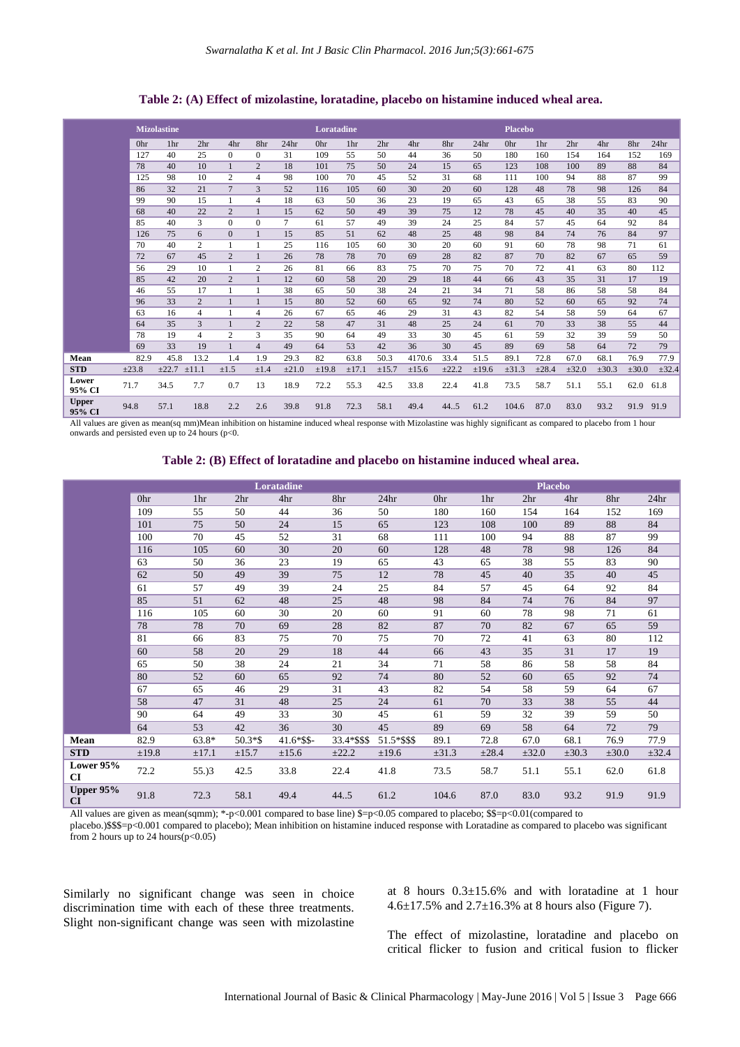**Table 2: (A) Effect of mizolastine, loratadine, placebo on histamine induced wheal area.**

| | Mizolastine | | | | | | Loratadine | | | | | | Placebo | | | | | |
|---|---|---|---|---|---|---|---|---|---|---|---|---|---|---|---|---|---|---|
| | 0hr | 1hr | 2hr | 4hr | 8hr | 24hr | 0hr | 1hr | 2hr | 4hr | 8hr | 24hr | 0hr | 1hr | 2hr | 4hr | 8hr | 24hr |
| | 127 | 40 | 25 | 0 | 0 | 31 | 109 | 55 | 50 | 44 | 36 | 50 | 180 | 160 | 154 | 164 | 152 | 169 |
| | 78 | 40 | 10 | 1 | 2 | 18 | 101 | 75 | 50 | 24 | 15 | 65 | 123 | 108 | 100 | 89 | 88 | 84 |
| | 125 | 98 | 10 | 2 | 4 | 98 | 100 | 70 | 45 | 52 | 31 | 68 | 111 | 100 | 94 | 88 | 87 | 99 |
| | 86 | 32 | 21 | 7 | 3 | 52 | 116 | 105 | 60 | 30 | 20 | 60 | 128 | 48 | 78 | 98 | 126 | 84 |
| | 99 | 90 | 15 | 1 | 4 | 18 | 63 | 50 | 36 | 23 | 19 | 65 | 43 | 65 | 38 | 55 | 83 | 90 |
| | 68 | 40 | 22 | 2 | 1 | 15 | 62 | 50 | 49 | 39 | 75 | 12 | 78 | 45 | 40 | 35 | 40 | 45 |
| | 85 | 40 | 3 | 0 | 0 | 7 | 61 | 57 | 49 | 39 | 24 | 25 | 84 | 57 | 45 | 64 | 92 | 84 |
| | 126 | 75 | 6 | 0 | 1 | 15 | 85 | 51 | 62 | 48 | 25 | 48 | 98 | 84 | 74 | 76 | 84 | 97 |
| | 70 | 40 | 2 | 1 | 1 | 25 | 116 | 105 | 60 | 30 | 20 | 60 | 91 | 60 | 78 | 98 | 71 | 61 |
| | 72 | 67 | 45 | 2 | 1 | 26 | 78 | 78 | 70 | 69 | 28 | 82 | 87 | 70 | 82 | 67 | 65 | 59 |
| | 56 | 29 | 10 | 1 | 2 | 26 | 81 | 66 | 83 | 75 | 70 | 75 | 70 | 72 | 41 | 63 | 80 | 112 |
| | 85 | 42 | 20 | 2 | 1 | 12 | 60 | 58 | 20 | 29 | 18 | 44 | 66 | 43 | 35 | 31 | 17 | 19 |
| | 46 | 55 | 17 | 1 | 1 | 38 | 65 | 50 | 38 | 24 | 21 | 34 | 71 | 58 | 86 | 58 | 58 | 84 |
| | 96 | 33 | 2 | 1 | 1 | 15 | 80 | 52 | 60 | 65 | 92 | 74 | 80 | 52 | 60 | 65 | 92 | 74 |
| | 63 | 16 | 4 | 1 | 4 | 26 | 67 | 65 | 46 | 29 | 31 | 43 | 82 | 54 | 58 | 59 | 64 | 67 |
| | 64 | 35 | 3 | 1 | 2 | 22 | 58 | 47 | 31 | 48 | 25 | 24 | 61 | 70 | 33 | 38 | 55 | 44 |
| | 78 | 19 | 4 | 2 | 3 | 35 | 90 | 64 | 49 | 33 | 30 | 45 | 61 | 59 | 32 | 39 | 59 | 50 |
| | 69 | 33 | 19 | 1 | 4 | 49 | 64 | 53 | 42 | 36 | 30 | 45 | 89 | 69 | 58 | 64 | 72 | 79 |
| **Mean** | 82.9 | 45.8 | 13.2 | 1.4 | 1.9 | 29.3 | 82 | 63.8 | 50.3 | 4170.6 | 33.4 | 51.5 | 89.1 | 72.8 | 67.0 | 68.1 | 76.9 | 77.9 |
| **STD** | ±23.8 | ±22.7 | ±11.1 | ±1.5 | ±1.4 | ±21.0 | ±19.8 | ±17.1 | ±15.7 | ±15.6 | ±22.2 | ±19.6 | ±31.3 | ±28.4 | ±32.0 | ±30.3 | ±30.0 | ±32.4 |
| **Lower 95% CI** | 71.7 | 34.5 | 7.7 | 0.7 | 13 | 18.9 | 72.2 | 55.3 | 42.5 | 33.8 | 22.4 | 41.8 | 73.5 | 58.7 | 51.1 | 55.1 | 62.0 | 61.8 |
| **Upper 95% CI** | 94.8 | 57.1 | 18.8 | 2.2 | 2.6 | 39.8 | 91.8 | 72.3 | 58.1 | 49.4 | 44..5 | 61.2 | 104.6 | 87.0 | 83.0 | 93.2 | 91.9 | 91.9 |

All values are given as mean(sq mm)Mean inhibition on histamine induced wheal response with Mizolastine was highly significant as compared to placebo from 1 hour onwards and persisted even up to 24 hours (p<0.

**Table 2: (B) Effect of loratadine and placebo on histamine induced wheal area.**

| | Loratadine | | | | | | Placebo | | | | | |
|---|---|---|---|---|---|---|---|---|---|---|---|---|
| | 0hr | 1hr | 2hr | 4hr | 8hr | 24hr | 0hr | 1hr | 2hr | 4hr | 8hr | 24hr |
| | 109 | 55 | 50 | 44 | 36 | 50 | 180 | 160 | 154 | 164 | 152 | 169 |
| | 101 | 75 | 50 | 24 | 15 | 65 | 123 | 108 | 100 | 89 | 88 | 84 |
| | 100 | 70 | 45 | 52 | 31 | 68 | 111 | 100 | 94 | 88 | 87 | 99 |
| | 116 | 105 | 60 | 30 | 20 | 60 | 128 | 48 | 78 | 98 | 126 | 84 |
| | 63 | 50 | 36 | 23 | 19 | 65 | 43 | 65 | 38 | 55 | 83 | 90 |
| | 62 | 50 | 49 | 39 | 75 | 12 | 78 | 45 | 40 | 35 | 40 | 45 |
| | 61 | 57 | 49 | 39 | 24 | 25 | 84 | 57 | 45 | 64 | 92 | 84 |
| | 85 | 51 | 62 | 48 | 25 | 48 | 98 | 84 | 74 | 76 | 84 | 97 |
| | 116 | 105 | 60 | 30 | 20 | 60 | 91 | 60 | 78 | 98 | 71 | 61 |
| | 78 | 78 | 70 | 69 | 28 | 82 | 87 | 70 | 82 | 67 | 65 | 59 |
| | 81 | 66 | 83 | 75 | 70 | 75 | 70 | 72 | 41 | 63 | 80 | 112 |
| | 60 | 58 | 20 | 29 | 18 | 44 | 66 | 43 | 35 | 31 | 17 | 19 |
| | 65 | 50 | 38 | 24 | 21 | 34 | 71 | 58 | 86 | 58 | 58 | 84 |
| | 80 | 52 | 60 | 65 | 92 | 74 | 80 | 52 | 60 | 65 | 92 | 74 |
| | 67 | 65 | 46 | 29 | 31 | 43 | 82 | 54 | 58 | 59 | 64 | 67 |
| | 58 | 47 | 31 | 48 | 25 | 24 | 61 | 70 | 33 | 38 | 55 | 44 |
| | 90 | 64 | 49 | 33 | 30 | 45 | 89 | 59 | 32 | 39 | 59 | 50 |
| | 64 | 53 | 42 | 36 | 30 | 45 | 89 | 69 | 58 | 64 | 72 | 79 |
| **Mean** | 82.9 | 63.8* | 50.3*$ | 41.6*$$- | 33.4*$$$ | 51.5*$$$ | 89.1 | 72.8 | 67.0 | 68.1 | 76.9 | 77.9 |
| **STD** | ±19.8 | ±17.1 | ±15.7 | ±15.6 | ±22.2 | ±19.6 | ±31.3 | ±28.4 | ±32.0 | ±30.3 | ±30.0 | ±32.4 |
| **Lower 95% CI** | 72.2 | 55.)3 | 42.5 | 33.8 | 22.4 | 41.8 | 73.5 | 58.7 | 51.1 | 55.1 | 62.0 | 61.8 |
| **Upper 95% CI** | 91.8 | 72.3 | 58.1 | 49.4 | 44..5 | 61.2 | 104.6 | 87.0 | 83.0 | 93.2 | 91.9 | 91.9 |

All values are given as mean(sqmm); *-p<0.001 compared to base line) $=p<0.05 compared to placebo; $$=p<0.01(compared to placebo.)$$$=p<0.001 compared to placebo); Mean inhibition on histamine induced response with Loratadine as compared to placebo was significant from 2 hours up to 24 hours(p<0.05)

Similarly no significant change was seen in choice discrimination time with each of these three treatments. Slight non-significant change was seen with mizolastine at 8 hours 0.3±15.6% and with loratadine at 1 hour 4.6±17.5% and 2.7±16.3% at 8 hours also (Figure 7).

The effect of mizolastine, loratadine and placebo on critical flicker to fusion and critical fusion to flicker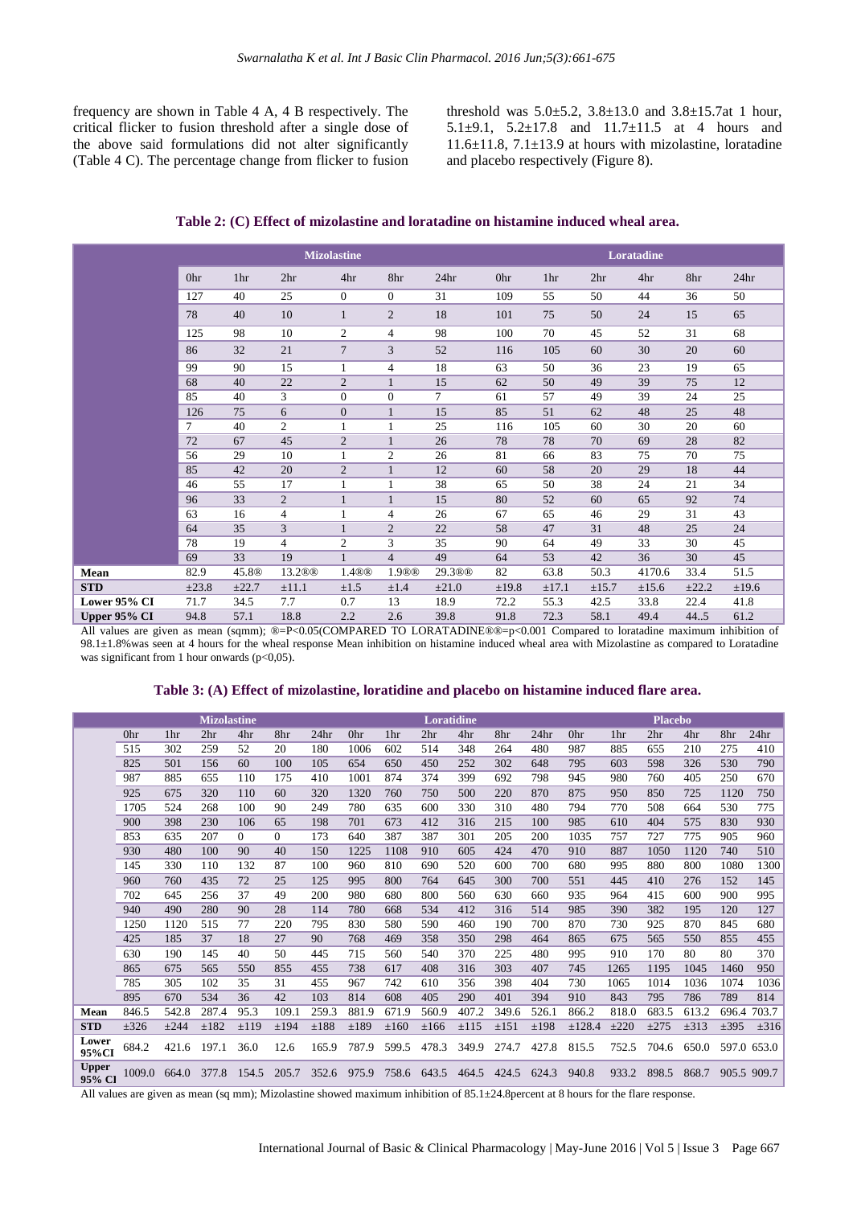frequency are shown in Table 4 A, 4 B respectively. The critical flicker to fusion threshold after a single dose of the above said formulations did not alter significantly (Table 4 C). The percentage change from flicker to fusion threshold was 5.0±5.2, 3.8±13.0 and 3.8±15.7at 1 hour, 5.1±9.1, 5.2±17.8 and 11.7±11.5 at 4 hours and 11.6±11.8, 7.1±13.9 at hours with mizolastine, loratadine and placebo respectively (Figure 8).

**Table 2: (C) Effect of mizolastine and loratadine on histamine induced wheal area.**

| | Mizolastine | | | | | | Loratadine | | | | | |
|---|---|---|---|---|---|---|---|---|---|---|---|---|
| | 0hr | 1hr | 2hr | 4hr | 8hr | 24hr | 0hr | 1hr | 2hr | 4hr | 8hr | 24hr |
| | 127 | 40 | 25 | 0 | 0 | 31 | 109 | 55 | 50 | 44 | 36 | 50 |
| | 78 | 40 | 10 | 1 | 2 | 18 | 101 | 75 | 50 | 24 | 15 | 65 |
| | 125 | 98 | 10 | 2 | 4 | 98 | 100 | 70 | 45 | 52 | 31 | 68 |
| | 86 | 32 | 21 | 7 | 3 | 52 | 116 | 105 | 60 | 30 | 20 | 60 |
| | 99 | 90 | 15 | 1 | 4 | 18 | 63 | 50 | 36 | 23 | 19 | 65 |
| | 68 | 40 | 22 | 2 | 1 | 15 | 62 | 50 | 49 | 39 | 75 | 12 |
| | 85 | 40 | 3 | 0 | 0 | 7 | 61 | 57 | 49 | 39 | 24 | 25 |
| | 126 | 75 | 6 | 0 | 1 | 15 | 85 | 51 | 62 | 48 | 25 | 48 |
| | 7 | 40 | 2 | 1 | 1 | 25 | 116 | 105 | 60 | 30 | 20 | 60 |
| | 72 | 67 | 45 | 2 | 1 | 26 | 78 | 78 | 70 | 69 | 28 | 82 |
| | 56 | 29 | 10 | 1 | 2 | 26 | 81 | 66 | 83 | 75 | 70 | 75 |
| | 85 | 42 | 20 | 2 | 1 | 12 | 60 | 58 | 20 | 29 | 18 | 44 |
| | 46 | 55 | 17 | 1 | 1 | 38 | 65 | 50 | 38 | 24 | 21 | 34 |
| | 96 | 33 | 2 | 1 | 1 | 15 | 80 | 52 | 60 | 65 | 92 | 74 |
| | 63 | 16 | 4 | 1 | 4 | 26 | 67 | 65 | 46 | 29 | 31 | 43 |
| | 64 | 35 | 3 | 1 | 2 | 22 | 58 | 47 | 31 | 48 | 25 | 24 |
| | 78 | 19 | 4 | 2 | 3 | 35 | 90 | 64 | 49 | 33 | 30 | 45 |
| | 69 | 33 | 19 | 1 | 4 | 49 | 64 | 53 | 42 | 36 | 30 | 45 |
| **Mean** | 82.9 | 45.8® | 13.2®® | 1.4®® | 1.9®® | 29.3®® | 82 | 63.8 | 50.3 | 4170.6 | 33.4 | 51.5 |
| **STD** | ±23.8 | ±22.7 | ±11.1 | ±1.5 | ±1.4 | ±21.0 | ±19.8 | ±17.1 | ±15.7 | ±15.6 | ±22.2 | ±19.6 |
| **Lower 95% CI** | 71.7 | 34.5 | 7.7 | 0.7 | 13 | 18.9 | 72.2 | 55.3 | 42.5 | 33.8 | 22.4 | 41.8 |
| **Upper 95% CI** | 94.8 | 57.1 | 18.8 | 2.2 | 2.6 | 39.8 | 91.8 | 72.3 | 58.1 | 49.4 | 44..5 | 61.2 |

All values are given as mean (sqmm); ®=P<0.05(COMPARED TO LORATADINE®®=p<0.001 Compared to loratadine maximum inhibition of 98.1±1.8%was seen at 4 hours for the wheal response Mean inhibition on histamine induced wheal area with Mizolastine as compared to Loratadine was significant from 1 hour onwards (p<0,05).

**Table 3: (A) Effect of mizolastine, loratidine and placebo on histamine induced flare area.**

| | Mizolastine | | | | | | Loratidine | | | | | | Placebo | | | | | |
|---|---|---|---|---|---|---|---|---|---|---|---|---|---|---|---|---|---|---|
| | 0hr | 1hr | 2hr | 4hr | 8hr | 24hr | 0hr | 1hr | 2hr | 4hr | 8hr | 24hr | 0hr | 1hr | 2hr | 4hr | 8hr | 24hr |
| | 515 | 302 | 259 | 52 | 20 | 180 | 1006 | 602 | 514 | 348 | 264 | 480 | 987 | 885 | 655 | 210 | 275 | 410 |
| | 825 | 501 | 156 | 60 | 100 | 105 | 654 | 650 | 450 | 252 | 302 | 648 | 795 | 603 | 598 | 326 | 530 | 790 |
| | 987 | 885 | 655 | 110 | 175 | 410 | 1001 | 874 | 374 | 399 | 692 | 798 | 945 | 980 | 760 | 405 | 250 | 670 |
| | 925 | 675 | 320 | 110 | 60 | 320 | 1320 | 760 | 750 | 500 | 220 | 870 | 875 | 950 | 850 | 725 | 1120 | 750 |
| | 1705 | 524 | 268 | 100 | 90 | 249 | 780 | 635 | 600 | 330 | 310 | 480 | 794 | 770 | 508 | 664 | 530 | 775 |
| | 900 | 398 | 230 | 106 | 65 | 198 | 701 | 673 | 412 | 316 | 215 | 100 | 985 | 610 | 404 | 575 | 830 | 930 |
| | 853 | 635 | 207 | 0 | 0 | 173 | 640 | 387 | 387 | 301 | 205 | 200 | 1035 | 757 | 727 | 775 | 905 | 960 |
| | 930 | 480 | 100 | 90 | 40 | 150 | 1225 | 1108 | 910 | 605 | 424 | 470 | 910 | 887 | 1050 | 1120 | 740 | 510 |
| | 145 | 330 | 110 | 132 | 87 | 100 | 960 | 810 | 690 | 520 | 600 | 700 | 680 | 995 | 880 | 800 | 1080 | 1300 |
| | 960 | 760 | 435 | 72 | 25 | 125 | 995 | 800 | 764 | 645 | 300 | 700 | 551 | 445 | 410 | 276 | 152 | 145 |
| | 702 | 645 | 256 | 37 | 49 | 200 | 980 | 680 | 800 | 560 | 630 | 660 | 935 | 964 | 415 | 600 | 900 | 995 |
| | 940 | 490 | 280 | 90 | 28 | 114 | 780 | 668 | 534 | 412 | 316 | 514 | 985 | 390 | 382 | 195 | 120 | 127 |
| | 1250 | 1120 | 515 | 77 | 220 | 795 | 830 | 580 | 590 | 460 | 190 | 700 | 870 | 730 | 925 | 870 | 845 | 680 |
| | 425 | 185 | 37 | 18 | 27 | 90 | 768 | 469 | 358 | 350 | 298 | 464 | 865 | 675 | 565 | 550 | 855 | 455 |
| | 630 | 190 | 145 | 40 | 50 | 445 | 715 | 560 | 540 | 370 | 225 | 480 | 995 | 910 | 170 | 80 | 80 | 370 |
| | 865 | 675 | 565 | 550 | 855 | 455 | 738 | 617 | 408 | 316 | 303 | 407 | 745 | 1265 | 1195 | 1045 | 1460 | 950 |
| | 785 | 305 | 102 | 35 | 31 | 455 | 967 | 742 | 610 | 356 | 398 | 404 | 730 | 1065 | 1014 | 1036 | 1074 | 1036 |
| | 895 | 670 | 534 | 36 | 42 | 103 | 814 | 608 | 405 | 290 | 401 | 394 | 910 | 843 | 795 | 786 | 789 | 814 |
| **Mean** | 846.5 | 542.8 | 287.4 | 95.3 | 109.1 | 259.3 | 881.9 | 671.9 | 560.9 | 407.2 | 349.6 | 526.1 | 866.2 | 818.0 | 683.5 | 613.2 | 696.4 | 703.7 |
| **STD** | ±326 | ±244 | ±182 | ±119 | ±194 | ±188 | ±189 | ±160 | ±166 | ±115 | ±151 | ±198 | ±128.4 | ±220 | ±275 | ±313 | ±395 | ±316 |
| **Lower 95%CI** | 684.2 | 421.6 | 197.1 | 36.0 | 12.6 | 165.9 | 787.9 | 599.5 | 478.3 | 349.9 | 274.7 | 427.8 | 815.5 | 752.5 | 704.6 | 650.0 | 597.0 | 653.0 |
| **Upper 95% CI** | 1009.0 | 664.0 | 377.8 | 154.5 | 205.7 | 352.6 | 975.9 | 758.6 | 643.5 | 464.5 | 424.5 | 624.3 | 940.8 | 933.2 | 898.5 | 868.7 | 905.5 | 909.7 |

All values are given as mean (sq mm); Mizolastine showed maximum inhibition of 85.1±24.8percent at 8 hours for the flare response.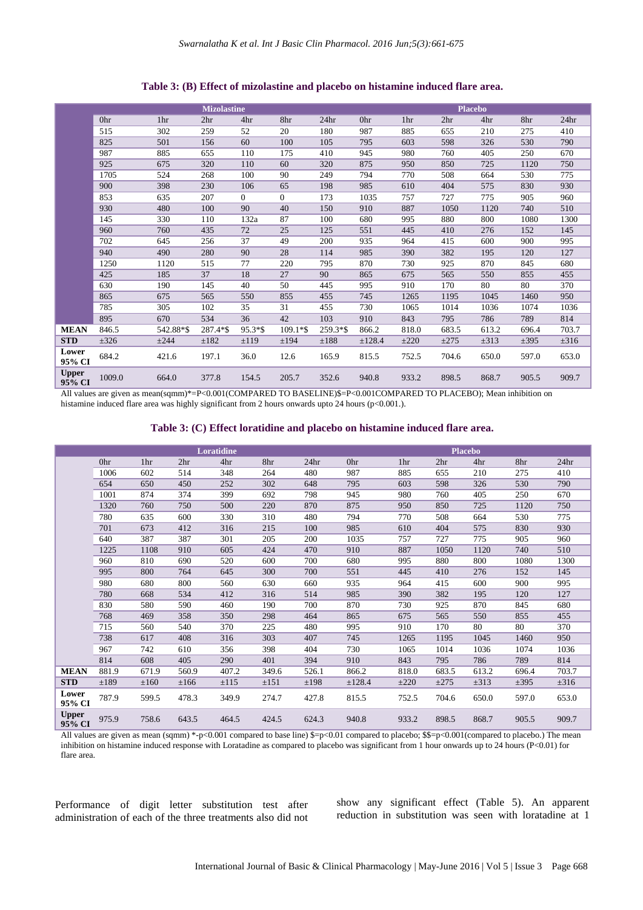**Table 3: (B) Effect of mizolastine and placebo on histamine induced flare area.**

| | Mizolastine | | | | | | Placebo | | | | | |
|---|---|---|---|---|---|---|---|---|---|---|---|---|
| | 0hr | 1hr | 2hr | 4hr | 8hr | 24hr | 0hr | 1hr | 2hr | 4hr | 8hr | 24hr |
| | 515 | 302 | 259 | 52 | 20 | 180 | 987 | 885 | 655 | 210 | 275 | 410 |
| | 825 | 501 | 156 | 60 | 100 | 105 | 795 | 603 | 598 | 326 | 530 | 790 |
| | 987 | 885 | 655 | 110 | 175 | 410 | 945 | 980 | 760 | 405 | 250 | 670 |
| | 925 | 675 | 320 | 110 | 60 | 320 | 875 | 950 | 850 | 725 | 1120 | 750 |
| | 1705 | 524 | 268 | 100 | 90 | 249 | 794 | 770 | 508 | 664 | 530 | 775 |
| | 900 | 398 | 230 | 106 | 65 | 198 | 985 | 610 | 404 | 575 | 830 | 930 |
| | 853 | 635 | 207 | 0 | 0 | 173 | 1035 | 757 | 727 | 775 | 905 | 960 |
| | 930 | 480 | 100 | 90 | 40 | 150 | 910 | 887 | 1050 | 1120 | 740 | 510 |
| | 145 | 330 | 110 | 132a | 87 | 100 | 680 | 995 | 880 | 800 | 1080 | 1300 |
| | 960 | 760 | 435 | 72 | 25 | 125 | 551 | 445 | 410 | 276 | 152 | 145 |
| | 702 | 645 | 256 | 37 | 49 | 200 | 935 | 964 | 415 | 600 | 900 | 995 |
| | 940 | 490 | 280 | 90 | 28 | 114 | 985 | 390 | 382 | 195 | 120 | 127 |
| | 1250 | 1120 | 515 | 77 | 220 | 795 | 870 | 730 | 925 | 870 | 845 | 680 |
| | 425 | 185 | 37 | 18 | 27 | 90 | 865 | 675 | 565 | 550 | 855 | 455 |
| | 630 | 190 | 145 | 40 | 50 | 445 | 995 | 910 | 170 | 80 | 80 | 370 |
| | 865 | 675 | 565 | 550 | 855 | 455 | 745 | 1265 | 1195 | 1045 | 1460 | 950 |
| | 785 | 305 | 102 | 35 | 31 | 455 | 730 | 1065 | 1014 | 1036 | 1074 | 1036 |
| | 895 | 670 | 534 | 36 | 42 | 103 | 910 | 843 | 795 | 786 | 789 | 814 |
| **MEAN** | 846.5 | 542.88*$ | 287.4*$ | 95.3*$ | 109.1*$ | 259.3*$ | 866.2 | 818.0 | 683.5 | 613.2 | 696.4 | 703.7 |
| **STD** | ±326 | ±244 | ±182 | ±119 | ±194 | ±188 | ±128.4 | ±220 | ±275 | ±313 | ±395 | ±316 |
| **Lower 95% CI** | 684.2 | 421.6 | 197.1 | 36.0 | 12.6 | 165.9 | 815.5 | 752.5 | 704.6 | 650.0 | 597.0 | 653.0 |
| **Upper 95% CI** | 1009.0 | 664.0 | 377.8 | 154.5 | 205.7 | 352.6 | 940.8 | 933.2 | 898.5 | 868.7 | 905.5 | 909.7 |

All values are given as mean(sqmm)*=P<0.001(COMPARED TO BASELINE)$=P<0.001COMPARED TO PLACEBO); Mean inhibition on histamine induced flare area was highly significant from 2 hours onwards upto 24 hours (p<0.001.).

**Table 3: (C) Effect loratidine and placebo on histamine induced flare area.**

| | Loratidine | | | | | | Placebo | | | | | |
|---|---|---|---|---|---|---|---|---|---|---|---|---|
| | 0hr | 1hr | 2hr | 4hr | 8hr | 24hr | 0hr | 1hr | 2hr | 4hr | 8hr | 24hr |
| | 1006 | 602 | 514 | 348 | 264 | 480 | 987 | 885 | 655 | 210 | 275 | 410 |
| | 654 | 650 | 450 | 252 | 302 | 648 | 795 | 603 | 598 | 326 | 530 | 790 |
| | 1001 | 874 | 374 | 399 | 692 | 798 | 945 | 980 | 760 | 405 | 250 | 670 |
| | 1320 | 760 | 750 | 500 | 220 | 870 | 875 | 950 | 850 | 725 | 1120 | 750 |
| | 780 | 635 | 600 | 330 | 310 | 480 | 794 | 770 | 508 | 664 | 530 | 775 |
| | 701 | 673 | 412 | 316 | 215 | 100 | 985 | 610 | 404 | 575 | 830 | 930 |
| | 640 | 387 | 387 | 301 | 205 | 200 | 1035 | 757 | 727 | 775 | 905 | 960 |
| | 1225 | 1108 | 910 | 605 | 424 | 470 | 910 | 887 | 1050 | 1120 | 740 | 510 |
| | 960 | 810 | 690 | 520 | 600 | 700 | 680 | 995 | 880 | 800 | 1080 | 1300 |
| | 995 | 800 | 764 | 645 | 300 | 700 | 551 | 445 | 410 | 276 | 152 | 145 |
| | 980 | 680 | 800 | 560 | 630 | 660 | 935 | 964 | 415 | 600 | 900 | 995 |
| | 780 | 668 | 534 | 412 | 316 | 514 | 985 | 390 | 382 | 195 | 120 | 127 |
| | 830 | 580 | 590 | 460 | 190 | 700 | 870 | 730 | 925 | 870 | 845 | 680 |
| | 768 | 469 | 358 | 350 | 298 | 464 | 865 | 675 | 565 | 550 | 855 | 455 |
| | 715 | 560 | 540 | 370 | 225 | 480 | 995 | 910 | 170 | 80 | 80 | 370 |
| | 738 | 617 | 408 | 316 | 303 | 407 | 745 | 1265 | 1195 | 1045 | 1460 | 950 |
| | 967 | 742 | 610 | 356 | 398 | 404 | 730 | 1065 | 1014 | 1036 | 1074 | 1036 |
| | 814 | 608 | 405 | 290 | 401 | 394 | 910 | 843 | 795 | 786 | 789 | 814 |
| **MEAN** | 881.9 | 671.9 | 560.9 | 407.2 | 349.6 | 526.1 | 866.2 | 818.0 | 683.5 | 613.2 | 696.4 | 703.7 |
| **STD** | ±189 | ±160 | ±166 | ±115 | ±151 | ±198 | ±128.4 | ±220 | ±275 | ±313 | ±395 | ±316 |
| **Lower 95% CI** | 787.9 | 599.5 | 478.3 | 349.9 | 274.7 | 427.8 | 815.5 | 752.5 | 704.6 | 650.0 | 597.0 | 653.0 |
| **Upper 95% CI** | 975.9 | 758.6 | 643.5 | 464.5 | 424.5 | 624.3 | 940.8 | 933.2 | 898.5 | 868.7 | 905.5 | 909.7 |

All values are given as mean (sqmm) *-p<0.001 compared to base line) $=p<0.01 compared to placebo; $$=p<0.001(compared to placebo.) The mean inhibition on histamine induced response with Loratadine as compared to placebo was significant from 1 hour onwards up to 24 hours (P<0.01) for flare area.

Performance of digit letter substitution test after administration of each of the three treatments also did not show any significant effect (Table 5). An apparent reduction in substitution was seen with loratadine at 1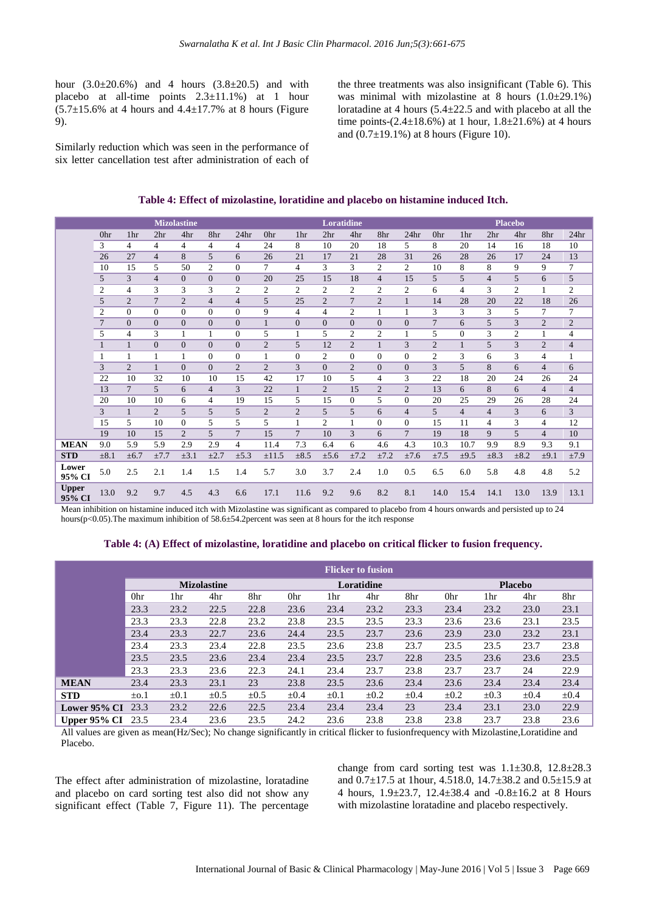hour (3.0±20.6%) and 4 hours (3.8±20.5) and with placebo at all-time points 2.3±11.1%) at 1 hour (5.7±15.6% at 4 hours and 4.4±17.7% at 8 hours (Figure 9).

Similarly reduction which was seen in the performance of six letter cancellation test after administration of each of the three treatments was also insignificant (Table 6). This was minimal with mizolastine at 8 hours (1.0±29.1%) loratidine at 4 hours (5.4±22.5 and with placebo at all the time points-(2.4±18.6%) at 1 hour, 1.8±21.6%) at 4 hours and (0.7±19.1%) at 8 hours (Figure 10).

**Table 4: Effect of mizolastine, loratidine and placebo on histamine induced Itch.**

| | Mizolastine | | | | | | Loratidine | | | | | | Placebo | | | | | |
|---|---|---|---|---|---|---|---|---|---|---|---|---|---|---|---|---|---|---|
| | 0hr | 1hr | 2hr | 4hr | 8hr | 24hr | 0hr | 1hr | 2hr | 4hr | 8hr | 24hr | 0hr | 1hr | 2hr | 4hr | 8hr | 24hr |
| | 3 | 4 | 4 | 4 | 4 | 4 | 24 | 8 | 10 | 20 | 18 | 5 | 8 | 20 | 14 | 16 | 18 | 10 |
| | 26 | 27 | 4 | 8 | 5 | 6 | 26 | 21 | 17 | 21 | 28 | 31 | 26 | 28 | 26 | 17 | 24 | 13 |
| | 10 | 15 | 5 | 50 | 2 | 0 | 7 | 4 | 3 | 3 | 2 | 2 | 10 | 8 | 8 | 9 | 9 | 7 |
| | 5 | 3 | 4 | 0 | 0 | 0 | 20 | 25 | 15 | 18 | 4 | 15 | 5 | 5 | 4 | 5 | 6 | 5 |
| | 2 | 4 | 3 | 3 | 3 | 2 | 2 | 2 | 2 | 2 | 2 | 2 | 6 | 4 | 3 | 2 | 1 | 2 |
| | 5 | 2 | 7 | 2 | 4 | 4 | 5 | 25 | 2 | 7 | 2 | 1 | 14 | 28 | 20 | 22 | 18 | 26 |
| | 2 | 0 | 0 | 0 | 0 | 0 | 9 | 4 | 4 | 2 | 1 | 1 | 3 | 3 | 3 | 5 | 7 | 7 |
| | 7 | 0 | 0 | 0 | 0 | 0 | 1 | 0 | 0 | 0 | 0 | 0 | 7 | 6 | 5 | 3 | 2 | 2 |
| | 5 | 4 | 3 | 1 | 1 | 0 | 5 | 1 | 5 | 2 | 2 | 1 | 5 | 0 | 3 | 2 | 1 | 4 |
| | 1 | 1 | 0 | 0 | 0 | 0 | 2 | 5 | 12 | 2 | 1 | 3 | 2 | 1 | 5 | 3 | 2 | 4 |
| | 1 | 1 | 1 | 1 | 0 | 0 | 1 | 0 | 2 | 0 | 0 | 0 | 2 | 3 | 6 | 3 | 4 | 1 |
| | 3 | 2 | 1 | 0 | 0 | 2 | 2 | 3 | 0 | 2 | 0 | 0 | 3 | 5 | 8 | 6 | 4 | 6 |
| | 22 | 10 | 32 | 10 | 10 | 15 | 42 | 17 | 10 | 5 | 4 | 3 | 22 | 18 | 20 | 24 | 26 | 24 |
| | 13 | 7 | 5 | 6 | 4 | 3 | 22 | 1 | 2 | 15 | 2 | 2 | 13 | 6 | 8 | 6 | 4 | 4 |
| | 20 | 10 | 10 | 6 | 4 | 19 | 15 | 5 | 15 | 0 | 5 | 0 | 20 | 25 | 29 | 26 | 28 | 24 |
| | 3 | 1 | 2 | 5 | 5 | 5 | 2 | 2 | 5 | 5 | 6 | 4 | 5 | 4 | 4 | 3 | 6 | 3 |
| | 15 | 5 | 10 | 0 | 5 | 5 | 5 | 1 | 2 | 1 | 0 | 0 | 15 | 11 | 4 | 3 | 4 | 12 |
| | 19 | 10 | 15 | 2 | 5 | 7 | 15 | 7 | 10 | 3 | 6 | 7 | 19 | 18 | 9 | 5 | 4 | 10 |
| **MEAN** | 9.0 | 5.9 | 5.9 | 2.9 | 2.9 | 4 | 11.4 | 7.3 | 6.4 | 6 | 4.6 | 4.3 | 10.3 | 10.7 | 9.9 | 8.9 | 9.3 | 9.1 |
| **STD** | ±8.1 | ±6.7 | ±7.7 | ±3.1 | ±2.7 | ±5.3 | ±11.5 | ±8.5 | ±5.6 | ±7.2 | ±7.2 | ±7.6 | ±7.5 | ±9.5 | ±8.3 | ±8.2 | ±9.1 | ±7.9 |
| **Lower 95% CI** | 5.0 | 2.5 | 2.1 | 1.4 | 1.5 | 1.4 | 5.7 | 3.0 | 3.7 | 2.4 | 1.0 | 0.5 | 6.5 | 6.0 | 5.8 | 4.8 | 4.8 | 5.2 |
| **Upper 95% CI** | 13.0 | 9.2 | 9.7 | 4.5 | 4.3 | 6.6 | 17.1 | 11.6 | 9.2 | 9.6 | 8.2 | 8.1 | 14.0 | 15.4 | 14.1 | 13.0 | 13.9 | 13.1 |

Mean inhibition on histamine induced itch with Mizolastine was significant as compared to placebo from 4 hours onwards and persisted up to 24 hours($p<0.05$).The maximum inhibition of 58.6±54.2percent was seen at 8 hours for the itch response

**Table 4: (A) Effect of mizolastine, loratidine and placebo on critical flicker to fusion frequency.**

| | Flicker to fusion | | | | | | | | | | | |
|---|---|---|---|---|---|---|---|---|---|---|---|---|
| | Mizolastine | | | | Loratidine | | | | Placebo | | | |
| | 0hr | 1hr | 4hr | 8hr | 0hr | 1hr | 4hr | 8hr | 0hr | 1hr | 4hr | 8hr |
| | 23.3 | 23.2 | 22.5 | 22.8 | 23.6 | 23.4 | 23.2 | 23.3 | 23.4 | 23.2 | 23.0 | 23.1 |
| | 23.3 | 23.3 | 22.8 | 23.2 | 23.8 | 23.5 | 23.5 | 23.3 | 23.6 | 23.6 | 23.1 | 23.5 |
| | 23.4 | 23.3 | 22.7 | 23.6 | 24.4 | 23.5 | 23.7 | 23.6 | 23.9 | 23.0 | 23.2 | 23.1 |
| | 23.4 | 23.3 | 23.4 | 22.8 | 23.5 | 23.6 | 23.8 | 23.7 | 23.5 | 23.5 | 23.7 | 23.8 |
| | 23.5 | 23.5 | 23.6 | 23.4 | 23.4 | 23.5 | 23.7 | 22.8 | 23.5 | 23.6 | 23.6 | 23.5 |
| | 23.3 | 23.3 | 23.6 | 22.3 | 24.1 | 23.4 | 23.7 | 23.8 | 23.7 | 23.7 | 24 | 22.9 |
| **MEAN** | 23.4 | 23.3 | 23.1 | 23 | 23.8 | 23.5 | 23.6 | 23.4 | 23.6 | 23.4 | 23.4 | 23.4 |
| **STD** | ±o.1 | ±0.1 | ±0.5 | ±0.5 | ±0.4 | ±0.1 | ±0.2 | ±0.4 | ±0.2 | ±0.3 | ±0.4 | ±0.4 |
| **Lower 95% CI** | 23.3 | 23.2 | 22.6 | 22.5 | 23.4 | 23.4 | 23.4 | 23 | 23.4 | 23.1 | 23.0 | 22.9 |
| **Upper 95% CI** | 23.5 | 23.4 | 23.6 | 23.5 | 24.2 | 23.6 | 23.8 | 23.8 | 23.8 | 23.7 | 23.8 | 23.6 |

All values are given as mean(Hz/Sec); No change significantly in critical flicker to fusionfrequency with Mizolastine,Loratidine and Placebo.

The effect after administration of mizolastine, loratadine and placebo on card sorting test also did not show any significant effect (Table 7, Figure 11). The percentage change from card sorting test was 1.1±30.8, 12.8±28.3 and 0.7±17.5 at 1hour, 4.518.0, 14.7±38.2 and 0.5±15.9 at 4 hours, 1.9±23.7, 12.4±38.4 and -0.8±16.2 at 8 Hours with mizolastine loratadine and placebo respectively.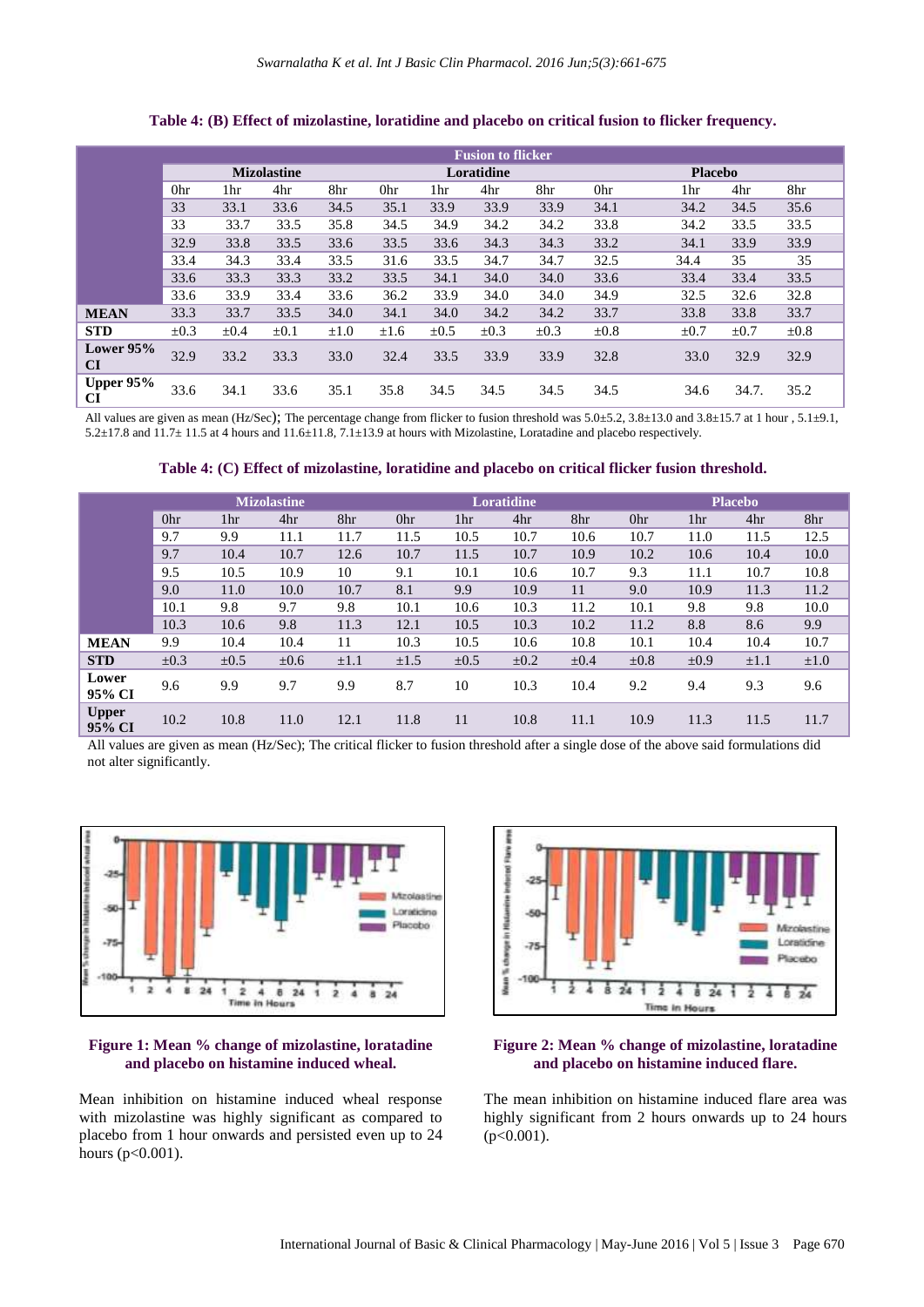**Table 4: (B) Effect of mizolastine, loratidine and placebo on critical fusion to flicker frequency.**

| | Fusion to flicker | | | | | | | | | | | |
|---|---|---|---|---|---|---|---|---|---|---|---|---|
| | Mizolastine | | | | Loratidine | | | | Placebo | | | |
| | 0hr | 1hr | 4hr | 8hr | 0hr | 1hr | 4hr | 8hr | 0hr | 1hr | 4hr | 8hr |
| | 33 | 33.1 | 33.6 | 34.5 | 35.1 | 33.9 | 33.9 | 33.9 | 34.1 | 34.2 | 34.5 | 35.6 |
| | 33 | 33.7 | 33.5 | 35.8 | 34.5 | 34.9 | 34.2 | 34.2 | 33.8 | 34.2 | 33.5 | 33.5 |
| | 32.9 | 33.8 | 33.5 | 33.6 | 33.5 | 33.6 | 34.3 | 34.3 | 33.2 | 34.1 | 33.9 | 33.9 |
| | 33.4 | 34.3 | 33.4 | 33.5 | 31.6 | 33.5 | 34.7 | 34.7 | 32.5 | 34.4 | 35 | 35 |
| | 33.6 | 33.3 | 33.3 | 33.2 | 33.5 | 34.1 | 34.0 | 34.0 | 33.6 | 33.4 | 33.4 | 33.5 |
| | 33.6 | 33.9 | 33.4 | 33.6 | 36.2 | 33.9 | 34.0 | 34.0 | 34.9 | 32.5 | 32.6 | 32.8 |
| **MEAN** | 33.3 | 33.7 | 33.5 | 34.0 | 34.1 | 34.0 | 34.2 | 34.2 | 33.7 | 33.8 | 33.8 | 33.7 |
| **STD** | ±0.3 | ±0.4 | ±0.1 | ±1.0 | ±1.6 | ±0.5 | ±0.3 | ±0.3 | ±0.8 | ±0.7 | ±0.7 | ±0.8 |
| **Lower 95% CI** | 32.9 | 33.2 | 33.3 | 33.0 | 32.4 | 33.5 | 33.9 | 33.9 | 32.8 | 33.0 | 32.9 | 32.9 |
| **Upper 95% CI** | 33.6 | 34.1 | 33.6 | 35.1 | 35.8 | 34.5 | 34.5 | 34.5 | 34.5 | 34.6 | 34.7. | 35.2 |

All values are given as mean (Hz/Sec); The percentage change from flicker to fusion threshold was 5.0±5.2, 3.8±13.0 and 3.8±15.7 at 1 hour , 5.1±9.1, 5.2±17.8 and 11.7± 11.5 at 4 hours and 11.6±11.8, 7.1±13.9 at hours with Mizolastine, Loratadine and placebo respectively.

**Table 4: (C) Effect of mizolastine, loratidine and placebo on critical flicker fusion threshold.**

| | Mizolastine | | | | Loratidine | | | | Placebo | | | |
|---|---|---|---|---|---|---|---|---|---|---|---|---|
| | 0hr | 1hr | 4hr | 8hr | 0hr | 1hr | 4hr | 8hr | 0hr | 1hr | 4hr | 8hr |
| | 9.7 | 9.9 | 11.1 | 11.7 | 11.5 | 10.5 | 10.7 | 10.6 | 10.7 | 11.0 | 11.5 | 12.5 |
| | 9.7 | 10.4 | 10.7 | 12.6 | 10.7 | 11.5 | 10.7 | 10.9 | 10.2 | 10.6 | 10.4 | 10.0 |
| | 9.5 | 10.5 | 10.9 | 10 | 9.1 | 10.1 | 10.6 | 10.7 | 9.3 | 11.1 | 10.7 | 10.8 |
| | 9.0 | 11.0 | 10.0 | 10.7 | 8.1 | 9.9 | 10.9 | 11 | 9.0 | 10.9 | 11.3 | 11.2 |
| | 10.1 | 9.8 | 9.7 | 9.8 | 10.1 | 10.6 | 10.3 | 11.2 | 10.1 | 9.8 | 9.8 | 10.0 |
| | 10.3 | 10.6 | 9.8 | 11.3 | 12.1 | 10.5 | 10.3 | 10.2 | 11.2 | 8.8 | 8.6 | 9.9 |
| **MEAN** | 9.9 | 10.4 | 10.4 | 11 | 10.3 | 10.5 | 10.6 | 10.8 | 10.1 | 10.4 | 10.4 | 10.7 |
| **STD** | ±0.3 | ±0.5 | ±0.6 | ±1.1 | ±1.5 | ±0.5 | ±0.2 | ±0.4 | ±0.8 | ±0.9 | ±1.1 | ±1.0 |
| **Lower 95% CI** | 9.6 | 9.9 | 9.7 | 9.9 | 8.7 | 10 | 10.3 | 10.4 | 9.2 | 9.4 | 9.3 | 9.6 |
| **Upper 95% CI** | 10.2 | 10.8 | 11.0 | 12.1 | 11.8 | 11 | 10.8 | 11.1 | 10.9 | 11.3 | 11.5 | 11.7 |

All values are given as mean (Hz/Sec); The critical flicker to fusion threshold after a single dose of the above said formulations did not alter significantly.

**Figure 1: Mean % change of mizolastine, loratadine and placebo on histamine induced wheal.**

**Figure 2: Mean % change of mizolastine, loratadine and placebo on histamine induced flare.**

Mean inhibition on histamine induced wheal response with mizolastine was highly significant as compared to placebo from 1 hour onwards and persisted even up to 24 hours ($p<0.001$).

The mean inhibition on histamine induced flare area was highly significant from 2 hours onwards up to 24 hours ($p<0.001$).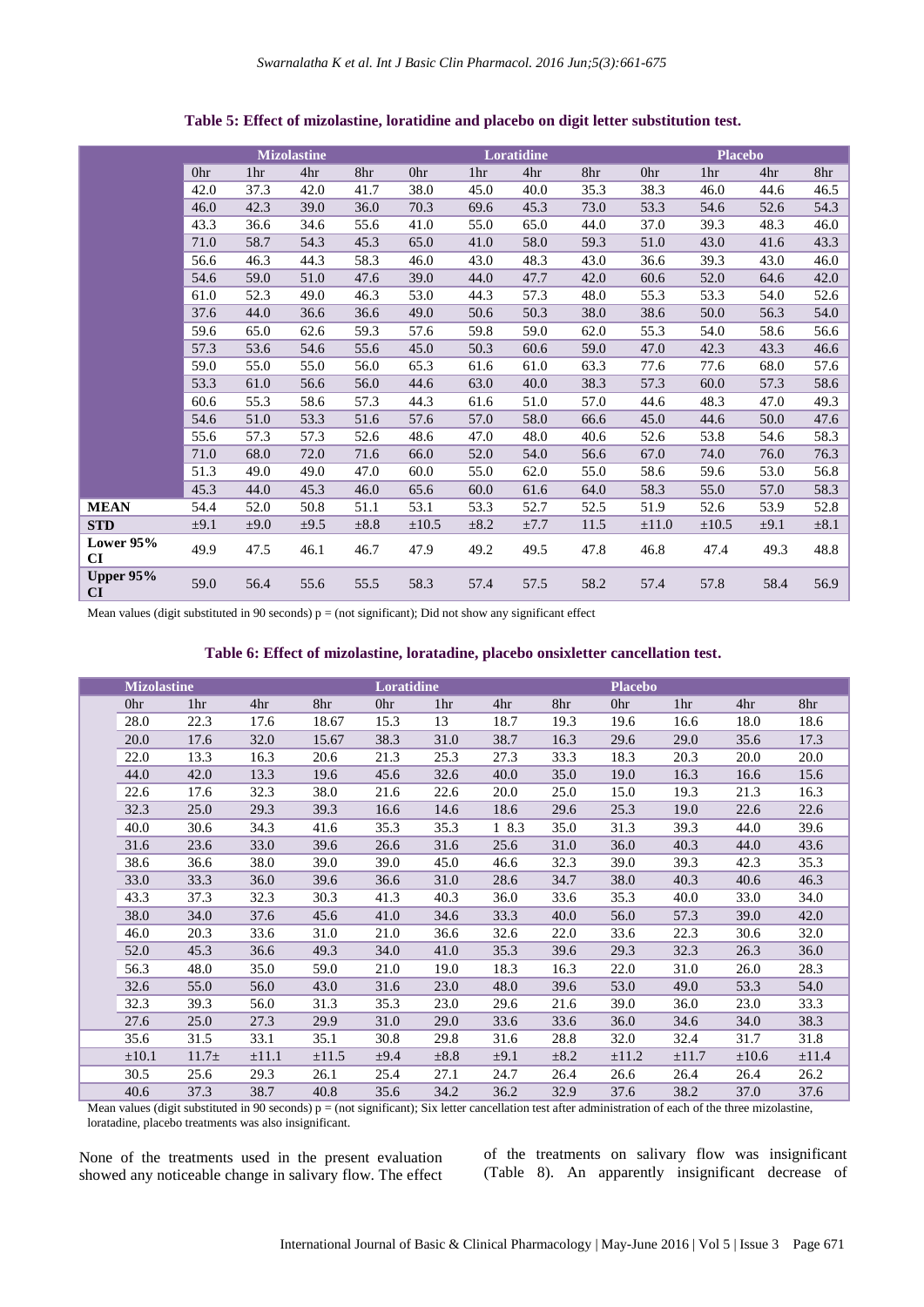**Table 5: Effect of mizolastine, loratidine and placebo on digit letter substitution test.**

| | Mizolastine | | | | Loratidine | | | | Placebo | | | |
|---|---|---|---|---|---|---|---|---|---|---|---|---|
| | 0hr | 1hr | 4hr | 8hr | 0hr | 1hr | 4hr | 8hr | 0hr | 1hr | 4hr | 8hr |
| | 42.0 | 37.3 | 42.0 | 41.7 | 38.0 | 45.0 | 40.0 | 35.3 | 38.3 | 46.0 | 44.6 | 46.5 |
| | 46.0 | 42.3 | 39.0 | 36.0 | 70.3 | 69.6 | 45.3 | 73.0 | 53.3 | 54.6 | 52.6 | 54.3 |
| | 43.3 | 36.6 | 34.6 | 55.6 | 41.0 | 55.0 | 65.0 | 44.0 | 37.0 | 39.3 | 48.3 | 46.0 |
| | 71.0 | 58.7 | 54.3 | 45.3 | 65.0 | 41.0 | 58.0 | 59.3 | 51.0 | 43.0 | 41.6 | 43.3 |
| | 56.6 | 46.3 | 44.3 | 58.3 | 46.0 | 43.0 | 48.3 | 43.0 | 36.6 | 39.3 | 43.0 | 46.0 |
| | 54.6 | 59.0 | 51.0 | 47.6 | 39.0 | 44.0 | 47.7 | 42.0 | 60.6 | 52.0 | 64.6 | 42.0 |
| | 61.0 | 52.3 | 49.0 | 46.3 | 53.0 | 44.3 | 57.3 | 48.0 | 55.3 | 53.3 | 54.0 | 52.6 |
| | 37.6 | 44.0 | 36.6 | 36.6 | 49.0 | 50.6 | 50.3 | 38.0 | 38.6 | 50.0 | 56.3 | 54.0 |
| | 59.6 | 65.0 | 62.6 | 59.3 | 57.6 | 59.8 | 59.0 | 62.0 | 55.3 | 54.0 | 58.6 | 56.6 |
| | 57.3 | 53.6 | 54.6 | 55.6 | 45.0 | 50.3 | 60.6 | 59.0 | 47.0 | 42.3 | 43.3 | 46.6 |
| | 59.0 | 55.0 | 55.0 | 56.0 | 65.3 | 61.6 | 61.0 | 63.3 | 77.6 | 77.6 | 68.0 | 57.6 |
| | 53.3 | 61.0 | 56.6 | 56.0 | 44.6 | 63.0 | 40.0 | 38.3 | 57.3 | 60.0 | 57.3 | 58.6 |
| | 60.6 | 55.3 | 58.6 | 57.3 | 44.3 | 61.6 | 51.0 | 57.0 | 44.6 | 48.3 | 47.0 | 49.3 |
| | 54.6 | 51.0 | 53.3 | 51.6 | 57.6 | 57.0 | 58.0 | 66.6 | 45.0 | 44.6 | 50.0 | 47.6 |
| | 55.6 | 57.3 | 57.3 | 52.6 | 48.6 | 47.0 | 48.0 | 40.6 | 52.6 | 53.8 | 54.6 | 58.3 |
| | 71.0 | 68.0 | 72.0 | 71.6 | 66.0 | 52.0 | 54.0 | 56.6 | 67.0 | 74.0 | 76.0 | 76.3 |
| | 51.3 | 49.0 | 49.0 | 47.0 | 60.0 | 55.0 | 62.0 | 55.0 | 58.6 | 59.6 | 53.0 | 56.8 |
| | 45.3 | 44.0 | 45.3 | 46.0 | 65.6 | 60.0 | 61.6 | 64.0 | 58.3 | 55.0 | 57.0 | 58.3 |
| **MEAN** | 54.4 | 52.0 | 50.8 | 51.1 | 53.1 | 53.3 | 52.7 | 52.5 | 51.9 | 52.6 | 53.9 | 52.8 |
| **STD** | ±9.1 | ±9.0 | ±9.5 | ±8.8 | ±10.5 | ±8.2 | ±7.7 | 11.5 | ±11.0 | ±10.5 | ±9.1 | ±8.1 |
| **Lower 95% CI** | 49.9 | 47.5 | 46.1 | 46.7 | 47.9 | 49.2 | 49.5 | 47.8 | 46.8 | 47.4 | 49.3 | 48.8 |
| **Upper 95% CI** | 59.0 | 56.4 | 55.6 | 55.5 | 58.3 | 57.4 | 57.5 | 58.2 | 57.4 | 57.8 | 58.4 | 56.9 |

Mean values (digit substituted in 90 seconds) p = (not significant); Did not show any significant effect

**Table 6: Effect of mizolastine, loratadine, placebo onsixletter cancellation test.**

| | Mizolastine | | | | Loratidine | | | | Placebo | | | |
|---|---|---|---|---|---|---|---|---|---|---|---|---|
| | 0hr | 1hr | 4hr | 8hr | 0hr | 1hr | 4hr | 8hr | 0hr | 1hr | 4hr | 8hr |
| | 28.0 | 22.3 | 17.6 | 18.67 | 15.3 | 13 | 18.7 | 19.3 | 19.6 | 16.6 | 18.0 | 18.6 |
| | 20.0 | 17.6 | 32.0 | 15.67 | 38.3 | 31.0 | 38.7 | 16.3 | 29.6 | 29.0 | 35.6 | 17.3 |
| | 22.0 | 13.3 | 16.3 | 20.6 | 21.3 | 25.3 | 27.3 | 33.3 | 18.3 | 20.3 | 20.0 | 20.0 |
| | 44.0 | 42.0 | 13.3 | 19.6 | 45.6 | 32.6 | 40.0 | 35.0 | 19.0 | 16.3 | 16.6 | 15.6 |
| | 22.6 | 17.6 | 32.3 | 38.0 | 21.6 | 22.6 | 20.0 | 25.0 | 15.0 | 19.3 | 21.3 | 16.3 |
| | 32.3 | 25.0 | 29.3 | 39.3 | 16.6 | 14.6 | 18.6 | 29.6 | 25.3 | 19.0 | 22.6 | 22.6 |
| | 40.0 | 30.6 | 34.3 | 41.6 | 35.3 | 35.3 | 1 8.3 | 35.0 | 31.3 | 39.3 | 44.0 | 39.6 |
| | 31.6 | 23.6 | 33.0 | 39.6 | 26.6 | 31.6 | 25.6 | 31.0 | 36.0 | 40.3 | 44.0 | 43.6 |
| | 38.6 | 36.6 | 38.0 | 39.0 | 39.0 | 45.0 | 46.6 | 32.3 | 39.0 | 39.3 | 42.3 | 35.3 |
| | 33.0 | 33.3 | 36.0 | 39.6 | 36.6 | 31.0 | 28.6 | 34.7 | 38.0 | 40.3 | 40.6 | 46.3 |
| | 43.3 | 37.3 | 32.3 | 30.3 | 41.3 | 40.3 | 36.0 | 33.6 | 35.3 | 40.0 | 33.0 | 34.0 |
| | 38.0 | 34.0 | 37.6 | 45.6 | 41.0 | 34.6 | 33.3 | 40.0 | 56.0 | 57.3 | 39.0 | 42.0 |
| | 46.0 | 20.3 | 33.6 | 31.0 | 21.0 | 36.6 | 32.6 | 22.0 | 33.6 | 22.3 | 30.6 | 32.0 |
| | 52.0 | 45.3 | 36.6 | 49.3 | 34.0 | 41.0 | 35.3 | 39.6 | 29.3 | 32.3 | 26.3 | 36.0 |
| | 56.3 | 48.0 | 35.0 | 59.0 | 21.0 | 19.0 | 18.3 | 16.3 | 22.0 | 31.0 | 26.0 | 28.3 |
| | 32.6 | 55.0 | 56.0 | 43.0 | 31.6 | 23.0 | 48.0 | 39.6 | 53.0 | 49.0 | 53.3 | 54.0 |
| | 32.3 | 39.3 | 56.0 | 31.3 | 35.3 | 23.0 | 29.6 | 21.6 | 39.0 | 36.0 | 23.0 | 33.3 |
| | 27.6 | 25.0 | 27.3 | 29.9 | 31.0 | 29.0 | 33.6 | 33.6 | 36.0 | 34.6 | 34.0 | 38.3 |
| | 35.6 | 31.5 | 33.1 | 35.1 | 30.8 | 29.8 | 31.6 | 28.8 | 32.0 | 32.4 | 31.7 | 31.8 |
| | ±10.1 | 11.7± | ±11.1 | ±11.5 | ±9.4 | ±8.8 | ±9.1 | ±8.2 | ±11.2 | ±11.7 | ±10.6 | ±11.4 |
| | 30.5 | 25.6 | 29.3 | 26.1 | 25.4 | 27.1 | 24.7 | 26.4 | 26.6 | 26.4 | 26.4 | 26.2 |
| | 40.6 | 37.3 | 38.7 | 40.8 | 35.6 | 34.2 | 36.2 | 32.9 | 37.6 | 38.2 | 37.0 | 37.6 |

Mean values (digit substituted in 90 seconds) p = (not significant); Six letter cancellation test after administration of each of the three mizolastine, loratadine, placebo treatments was also insignificant.

None of the treatments used in the present evaluation showed any noticeable change in salivary flow. The effect of the treatments on salivary flow was insignificant (Table 8). An apparently insignificant decrease of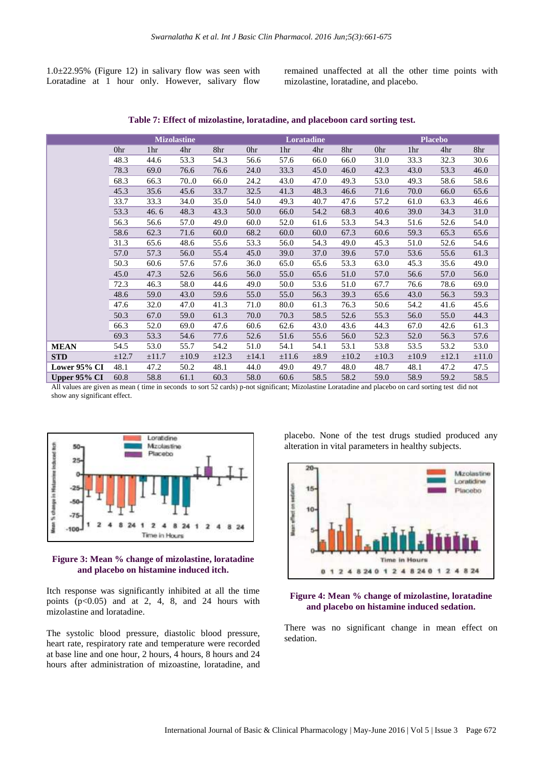1.0±22.95% (Figure 12) in salivary flow was seen with Loratadine at 1 hour only. However, salivary flow remained unaffected at all the other time points with mizolastine, loratadine, and placebo.

**Table 7: Effect of mizolastine, loratadine, and placeboon card sorting test.**

| | Mizolastine | | | | Loratadine | | | | Placebo | | | |
|---|---|---|---|---|---|---|---|---|---|---|---|---|
| | 0hr | 1hr | 4hr | 8hr | 0hr | 1hr | 4hr | 8hr | 0hr | 1hr | 4hr | 8hr |
| | 48.3 | 44.6 | 53.3 | 54.3 | 56.6 | 57.6 | 66.0 | 66.0 | 31.0 | 33.3 | 32.3 | 30.6 |
| | 78.3 | 69.0 | 76.6 | 76.6 | 24.0 | 33.3 | 45.0 | 46.0 | 42.3 | 43.0 | 53.3 | 46.0 |
| | 68.3 | 66.3 | 70..0 | 66.0 | 24.2 | 43.0 | 47.0 | 49.3 | 53.0 | 49.3 | 58.6 | 58.6 |
| | 45.3 | 35.6 | 45.6 | 33.7 | 32.5 | 41.3 | 48.3 | 46.6 | 71.6 | 70.0 | 66.0 | 65.6 |
| | 33.7 | 33.3 | 34.0 | 35.0 | 54.0 | 49.3 | 40.7 | 47.6 | 57.2 | 61.0 | 63.3 | 46.6 |
| | 53.3 | 46. 6 | 48.3 | 43.3 | 50.0 | 66.0 | 54.2 | 68.3 | 40.6 | 39.0 | 34.3 | 31.0 |
| | 56.3 | 56.6 | 57.0 | 49.0 | 60.0 | 52.0 | 61.6 | 53.3 | 54.3 | 51.6 | 52.6 | 54.0 |
| | 58.6 | 62.3 | 71.6 | 60.0 | 68.2 | 60.0 | 60.0 | 67.3 | 60.6 | 59.3 | 65.3 | 65.6 |
| | 31.3 | 65.6 | 48.6 | 55.6 | 53.3 | 56.0 | 54.3 | 49.0 | 45.3 | 51.0 | 52.6 | 54.6 |
| | 57.0 | 57.3 | 56.0 | 55.4 | 45.0 | 39.0 | 37.0 | 39.6 | 57.0 | 53.6 | 55.6 | 61.3 |
| | 50.3 | 60.6 | 57.6 | 57.6 | 36.0 | 65.0 | 65.6 | 53.3 | 63.0 | 45.3 | 35.6 | 49.0 |
| | 45.0 | 47.3 | 52.6 | 56.6 | 56.0 | 55.0 | 65.6 | 51.0 | 57.0 | 56.6 | 57.0 | 56.0 |
| | 72.3 | 46.3 | 58.0 | 44.6 | 49.0 | 50.0 | 53.6 | 51.0 | 67.7 | 76.6 | 78.6 | 69.0 |
| | 48.6 | 59.0 | 43.0 | 59.6 | 55.0 | 55.0 | 56.3 | 39.3 | 65.6 | 43.0 | 56.3 | 59.3 |
| | 47.6 | 32.0 | 47.0 | 41.3 | 71.0 | 80.0 | 61.3 | 76.3 | 50.6 | 54.2 | 41.6 | 45.6 |
| | 50.3 | 67.0 | 59.0 | 61.3 | 70.0 | 70.3 | 58.5 | 52.6 | 55.3 | 56.0 | 55.0 | 44.3 |
| | 66.3 | 52.0 | 69.0 | 47.6 | 60.6 | 62.6 | 43.0 | 43.6 | 44.3 | 67.0 | 42.6 | 61.3 |
| | 69.3 | 53.3 | 54.6 | 77.6 | 52.6 | 51.6 | 55.6 | 56.0 | 52.3 | 52.0 | 56.3 | 57.6 |
| **MEAN** | 54.5 | 53.0 | 55.7 | 54.2 | 51.0 | 54.1 | 54.1 | 53.1 | 53.8 | 53.5 | 53.2 | 53.0 |
| **STD** | ±12.7 | ±11.7 | ±10.9 | ±12.3 | ±14.1 | ±11.6 | ±8.9 | ±10.2 | ±10.3 | ±10.9 | ±12.1 | ±11.0 |
| **Lower 95% CI** | 48.1 | 47.2 | 50.2 | 48.1 | 44.0 | 49.0 | 49.7 | 48.0 | 48.7 | 48.1 | 47.2 | 47.5 |
| **Upper 95% CI** | 60.8 | 58.8 | 61.1 | 60.3 | 58.0 | 60.6 | 58.5 | 58.2 | 59.0 | 58.9 | 59.2 | 58.5 |

All values are given as mean ( time in seconds to sort 52 cards) p-not significant; Mizolastine Loratadine and placebo on card sorting test did not show any significant effect.

**Figure 3: Mean % change of mizolastine, loratadine and placebo on histamine induced itch.**

Itch response was significantly inhibited at all the time points ($p<0.05$) and at 2, 4, 8, and 24 hours with mizolastine and loratadine.

The systolic blood pressure, diastolic blood pressure, heart rate, respiratory rate and temperature were recorded at base line and one hour, 2 hours, 4 hours, 8 hours and 24 hours after administration of mizoastine, loratadine, and placebo. None of the test drugs studied produced any alteration in vital parameters in healthy subjects.

**Figure 4: Mean % change of mizolastine, loratadine and placebo on histamine induced sedation.**

There was no significant change in mean effect on sedation.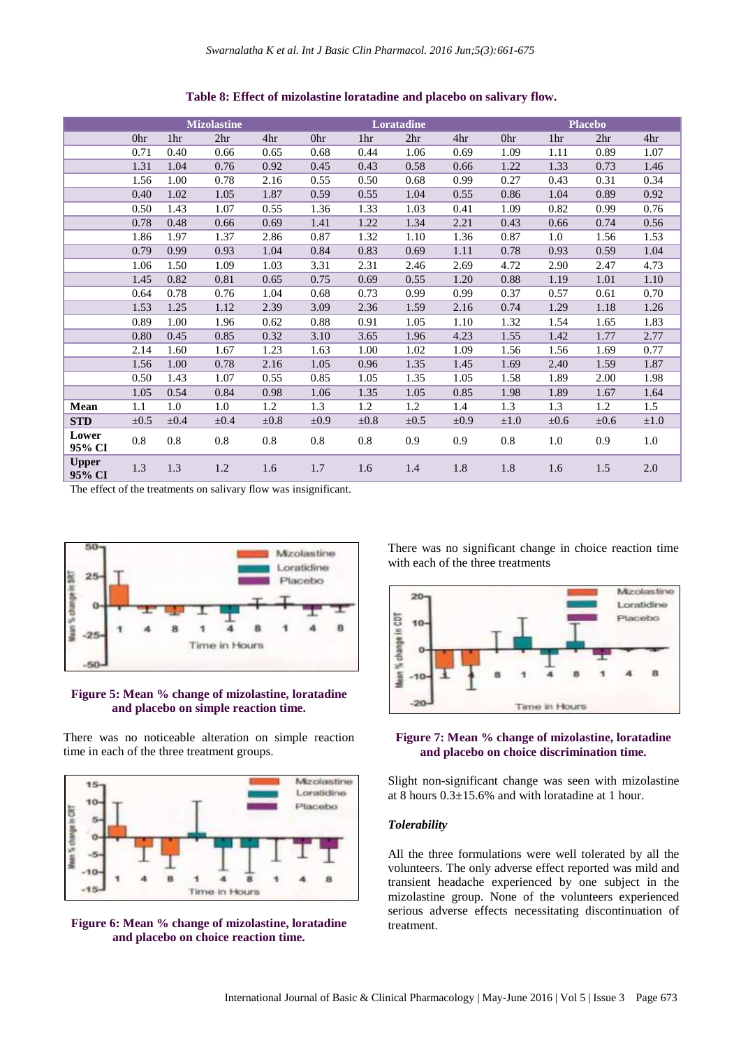**Table 8: Effect of mizolastine loratadine and placebo on salivary flow.**

| | Mizolastine | | | | Loratadine | | | | Placebo | | | |
|---|---|---|---|---|---|---|---|---|---|---|---|---|
| | 0hr | 1hr | 2hr | 4hr | 0hr | 1hr | 2hr | 4hr | 0hr | 1hr | 2hr | 4hr |
| | 0.71 | 0.40 | 0.66 | 0.65 | 0.68 | 0.44 | 1.06 | 0.69 | 1.09 | 1.11 | 0.89 | 1.07 |
| | 1.31 | 1.04 | 0.76 | 0.92 | 0.45 | 0.43 | 0.58 | 0.66 | 1.22 | 1.33 | 0.73 | 1.46 |
| | 1.56 | 1.00 | 0.78 | 2.16 | 0.55 | 0.50 | 0.68 | 0.99 | 0.27 | 0.43 | 0.31 | 0.34 |
| | 0.40 | 1.02 | 1.05 | 1.87 | 0.59 | 0.55 | 1.04 | 0.55 | 0.86 | 1.04 | 0.89 | 0.92 |
| | 0.50 | 1.43 | 1.07 | 0.55 | 1.36 | 1.33 | 1.03 | 0.41 | 1.09 | 0.82 | 0.99 | 0.76 |
| | 0.78 | 0.48 | 0.66 | 0.69 | 1.41 | 1.22 | 1.34 | 2.21 | 0.43 | 0.66 | 0.74 | 0.56 |
| | 1.86 | 1.97 | 1.37 | 2.86 | 0.87 | 1.32 | 1.10 | 1.36 | 0.87 | 1.0 | 1.56 | 1.53 |
| | 0.79 | 0.99 | 0.93 | 1.04 | 0.84 | 0.83 | 0.69 | 1.11 | 0.78 | 0.93 | 0.59 | 1.04 |
| | 1.06 | 1.50 | 1.09 | 1.03 | 3.31 | 2.31 | 2.46 | 2.69 | 4.72 | 2.90 | 2.47 | 4.73 |
| | 1.45 | 0.82 | 0.81 | 0.65 | 0.75 | 0.69 | 0.55 | 1.20 | 0.88 | 1.19 | 1.01 | 1.10 |
| | 0.64 | 0.78 | 0.76 | 1.04 | 0.68 | 0.73 | 0.99 | 0.99 | 0.37 | 0.57 | 0.61 | 0.70 |
| | 1.53 | 1.25 | 1.12 | 2.39 | 3.09 | 2.36 | 1.59 | 2.16 | 0.74 | 1.29 | 1.18 | 1.26 |
| | 0.89 | 1.00 | 1.96 | 0.62 | 0.88 | 0.91 | 1.05 | 1.10 | 1.32 | 1.54 | 1.65 | 1.83 |
| | 0.80 | 0.45 | 0.85 | 0.32 | 3.10 | 3.65 | 1.96 | 4.23 | 1.55 | 1.42 | 1.77 | 2.77 |
| | 2.14 | 1.60 | 1.67 | 1.23 | 1.63 | 1.00 | 1.02 | 1.09 | 1.56 | 1.56 | 1.69 | 0.77 |
| | 1.56 | 1.00 | 0.78 | 2.16 | 1.05 | 0.96 | 1.35 | 1.45 | 1.69 | 2.40 | 1.59 | 1.87 |
| | 0.50 | 1.43 | 1.07 | 0.55 | 0.85 | 1.05 | 1.35 | 1.05 | 1.58 | 1.89 | 2.00 | 1.98 |
| | 1.05 | 0.54 | 0.84 | 0.98 | 1.06 | 1.35 | 1.05 | 0.85 | 1.98 | 1.89 | 1.67 | 1.64 |
| **Mean** | 1.1 | 1.0 | 1.0 | 1.2 | 1.3 | 1.2 | 1.2 | 1.4 | 1.3 | 1.3 | 1.2 | 1.5 |
| **STD** | ±0.5 | ±0.4 | ±0.4 | ±0.8 | ±0.9 | ±0.8 | ±0.5 | ±0.9 | ±1.0 | ±0.6 | ±0.6 | ±1.0 |
| **Lower 95% CI** | 0.8 | 0.8 | 0.8 | 0.8 | 0.8 | 0.8 | 0.9 | 0.9 | 0.8 | 1.0 | 0.9 | 1.0 |
| **Upper 95% CI** | 1.3 | 1.3 | 1.2 | 1.6 | 1.7 | 1.6 | 1.4 | 1.8 | 1.8 | 1.6 | 1.5 | 2.0 |

The effect of the treatments on salivary flow was insignificant.

**Figure 5: Mean % change of mizolastine, loratadine and placebo on simple reaction time.**

There was no noticeable alteration on simple reaction time in each of the three treatment groups.

**Figure 6: Mean % change of mizolastine, loratadine and placebo on choice reaction time.**

There was no significant change in choice reaction time with each of the three treatments

**Figure 7: Mean % change of mizolastine, loratadine and placebo on choice discrimination time.**

Slight non-significant change was seen with mizolastine at 8 hours 0.3±15.6% and with loratadine at 1 hour.

### *Tolerability*

All the three formulations were well tolerated by all the volunteers. The only adverse effect reported was mild and transient headache experienced by one subject in the mizolastine group. None of the volunteers experienced serious adverse effects necessitating discontinuation of treatment.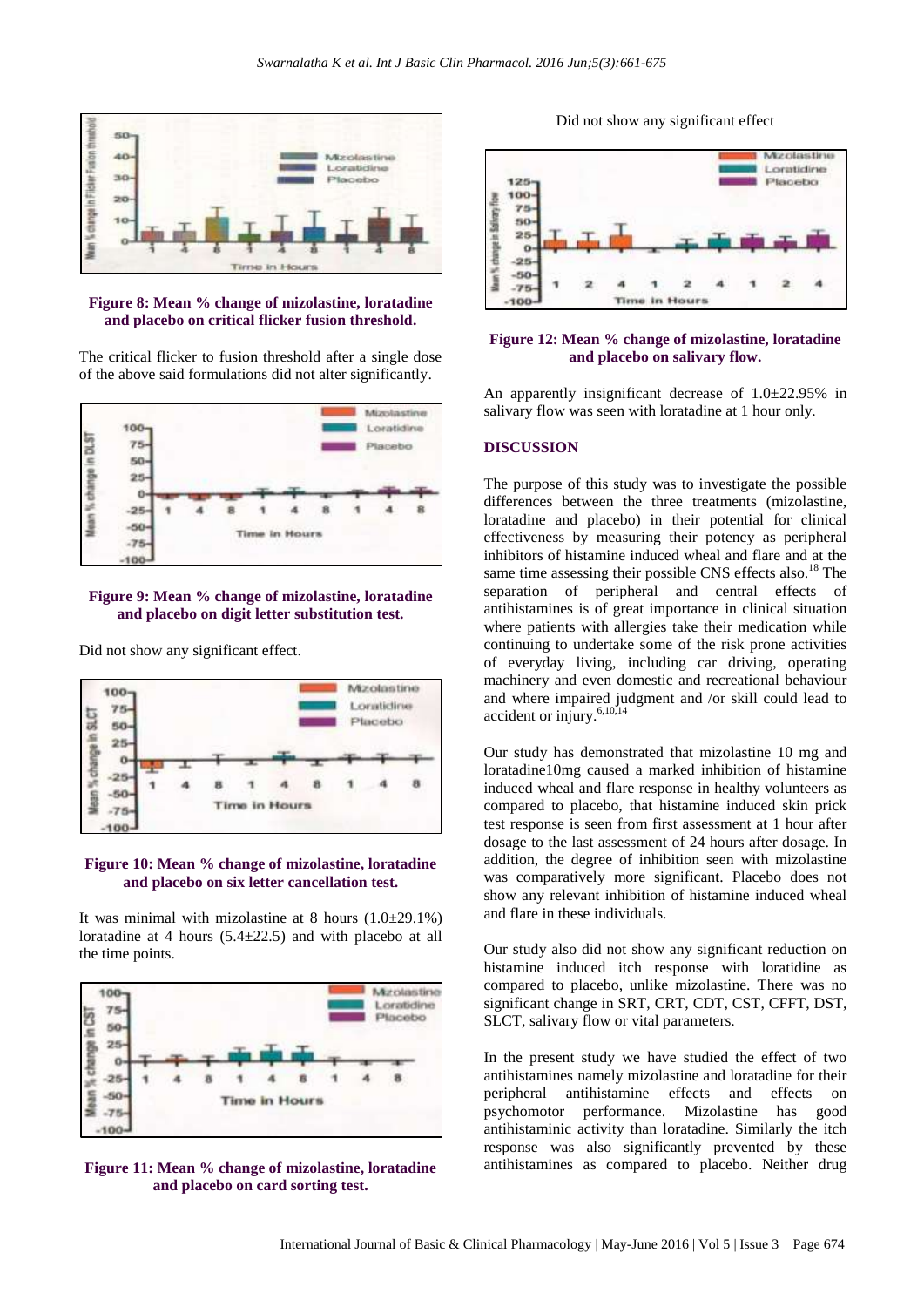**Figure 8: Mean % change of mizolastine, loratadine and placebo on critical flicker fusion threshold.**

The critical flicker to fusion threshold after a single dose of the above said formulations did not alter significantly.

**Figure 9: Mean % change of mizolastine, loratadine and placebo on digit letter substitution test.**

Did not show any significant effect.

**Figure 10: Mean % change of mizolastine, loratadine and placebo on six letter cancellation test.**

It was minimal with mizolastine at 8 hours (1.0±29.1%) loratadine at 4 hours (5.4±22.5) and with placebo at all the time points.

**Figure 11: Mean % change of mizolastine, loratadine and placebo on card sorting test.**

Did not show any significant effect

**Figure 12: Mean % change of mizolastine, loratadine and placebo on salivary flow.**

An apparently insignificant decrease of 1.0±22.95% in salivary flow was seen with loratadine at 1 hour only.

## DISCUSSION

The purpose of this study was to investigate the possible differences between the three treatments (mizolastine, loratadine and placebo) in their potential for clinical effectiveness by measuring their potency as peripheral inhibitors of histamine induced wheal and flare and at the same time assessing their possible CNS effects also.[18] The separation of peripheral and central effects of antihistamines is of great importance in clinical situation where patients with allergies take their medication while continuing to undertake some of the risk prone activities of everyday living, including car driving, operating machinery and even domestic and recreational behaviour and where impaired judgment and /or skill could lead to accident or injury.[6,10,14]

Our study has demonstrated that mizolastine 10 mg and loratadine10mg caused a marked inhibition of histamine induced wheal and flare response in healthy volunteers as compared to placebo, that histamine induced skin prick test response is seen from first assessment at 1 hour after dosage to the last assessment of 24 hours after dosage. In addition, the degree of inhibition seen with mizolastine was comparatively more significant. Placebo does not show any relevant inhibition of histamine induced wheal and flare in these individuals.

Our study also did not show any significant reduction on histamine induced itch response with loratidine as compared to placebo, unlike mizolastine. There was no significant change in SRT, CRT, CDT, CST, CFFT, DST, SLCT, salivary flow or vital parameters.

In the present study we have studied the effect of two antihistamines namely mizolastine and loratadine for their peripheral antihistamine effects and effects on psychomotor performance. Mizolastine has good antihistaminic activity than loratadine. Similarly the itch response was also significantly prevented by these antihistamines as compared to placebo. Neither drug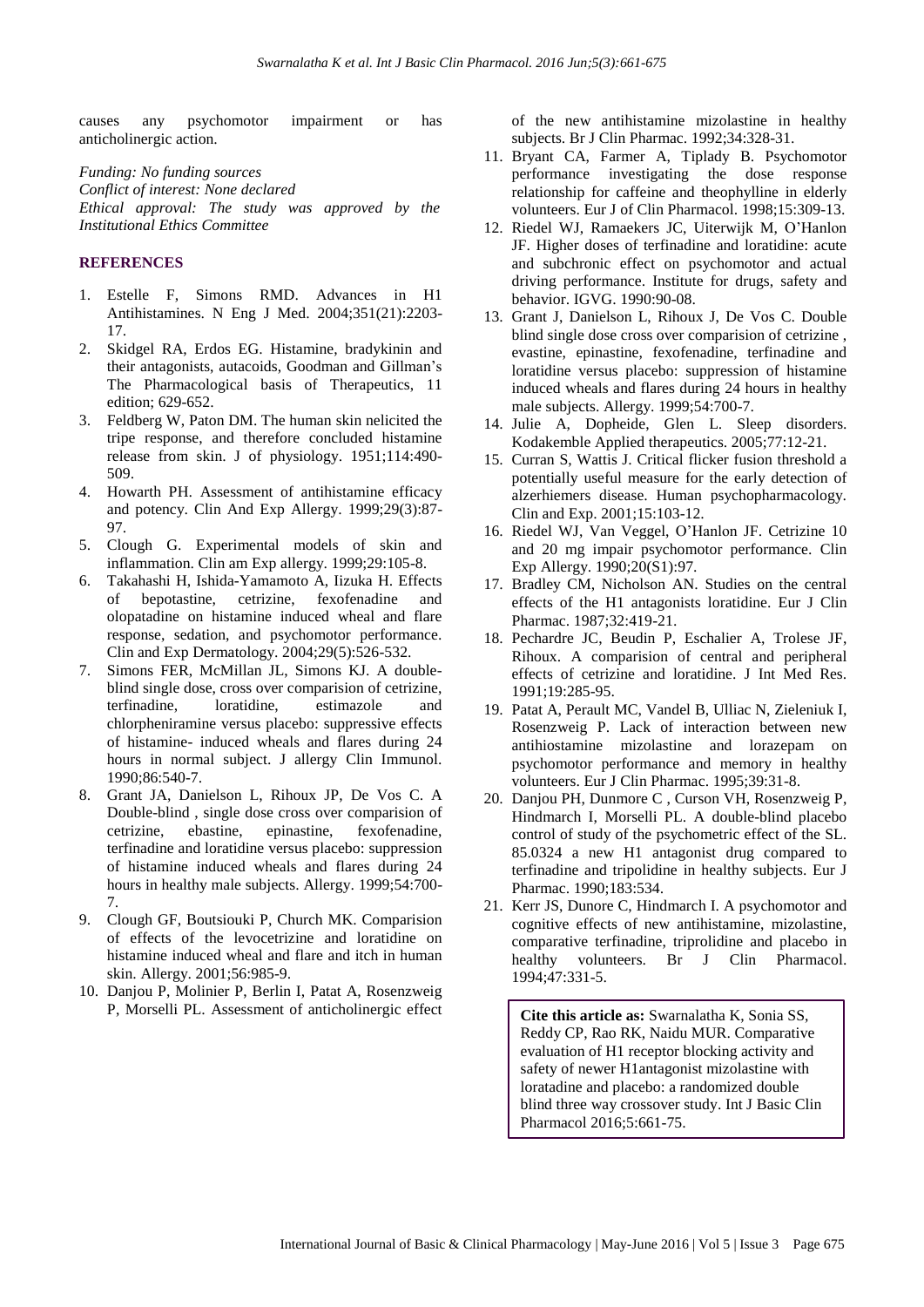causes any psychomotor impairment or has anticholinergic action.

*Funding: No funding sources*
*Conflict of interest: None declared*
*Ethical approval: The study was approved by the Institutional Ethics Committee*

## REFERENCES

1. Estelle F, Simons RMD. Advances in H1 Antihistamines. N Eng J Med. 2004;351(21):2203-17.
2. Skidgel RA, Erdos EG. Histamine, bradykinin and their antagonists, autacoids, Goodman and Gillman's The Pharmacological basis of Therapeutics, 11 edition; 629-652.
3. Feldberg W, Paton DM. The human skin nelicited the tripe response, and therefore concluded histamine release from skin. J of physiology. 1951;114:490-509.
4. Howarth PH. Assessment of antihistamine efficacy and potency. Clin And Exp Allergy. 1999;29(3):87-97.
5. Clough G. Experimental models of skin and inflammation. Clin am Exp allergy. 1999;29:105-8.
6. Takahashi H, Ishida-Yamamoto A, Iizuka H. Effects of bepotastine, cetrizine, fexofenadine and olopatadine on histamine induced wheal and flare response, sedation, and psychomotor performance. Clin and Exp Dermatology. 2004;29(5):526-532.
7. Simons FER, McMillan JL, Simons KJ. A double-blind single dose, cross over comparision of cetrizine, terfinadine, loratidine, estimazole and chlorpheniramine versus placebo: suppressive effects of histamine- induced wheals and flares during 24 hours in normal subject. J allergy Clin Immunol. 1990;86:540-7.
8. Grant JA, Danielson L, Rihoux JP, De Vos C. A Double-blind , single dose cross over comparision of cetrizine, ebastine, epinastine, fexofenadine, terfinadine and loratidine versus placebo: suppression of histamine induced wheals and flares during 24 hours in healthy male subjects. Allergy. 1999;54:700-7.
9. Clough GF, Boutsiouki P, Church MK. Comparision of effects of the levocetrizine and loratidine on histamine induced wheal and flare and itch in human skin. Allergy. 2001;56:985-9.
10. Danjou P, Molinier P, Berlin I, Patat A, Rosenzweig P, Morselli PL. Assessment of anticholinergic effect of the new antihistamine mizolastine in healthy subjects. Br J Clin Pharmac. 1992;34:328-31.
11. Bryant CA, Farmer A, Tiplady B. Psychomotor performance investigating the dose response relationship for caffeine and theophylline in elderly volunteers. Eur J of Clin Pharmacol. 1998;15:309-13.
12. Riedel WJ, Ramaekers JC, Uiterwijk M, O'Hanlon JF. Higher doses of terfinadine and loratidine: acute and subchronic effect on psychomotor and actual driving performance. Institute for drugs, safety and behavior. IGVG. 1990:90-08.
13. Grant J, Danielson L, Rihoux J, De Vos C. Double blind single dose cross over comparision of cetrizine , evastine, epinastine, fexofenadine, terfinadine and loratidine versus placebo: suppression of histamine induced wheals and flares during 24 hours in healthy male subjects. Allergy. 1999;54:700-7.
14. Julie A, Dopheide, Glen L. Sleep disorders. Kodakemble Applied therapeutics. 2005;77:12-21.
15. Curran S, Wattis J. Critical flicker fusion threshold a potentially useful measure for the early detection of alzerhiemers disease. Human psychopharmacology. Clin and Exp. 2001;15:103-12.
16. Riedel WJ, Van Veggel, O'Hanlon JF. Cetrizine 10 and 20 mg impair psychomotor performance. Clin Exp Allergy. 1990;20(S1):97.
17. Bradley CM, Nicholson AN. Studies on the central effects of the H1 antagonists loratidine. Eur J Clin Pharmac. 1987;32:419-21.
18. Pechardre JC, Beudin P, Eschalier A, Trolese JF, Rihoux. A comparision of central and peripheral effects of cetrizine and loratidine. J Int Med Res. 1991;19:285-95.
19. Patat A, Perault MC, Vandel B, Ulliac N, Zieleniuk I, Rosenzweig P. Lack of interaction between new antihiostamine mizolastine and lorazepam on psychomotor performance and memory in healthy volunteers. Eur J Clin Pharmac. 1995;39:31-8.
20. Danjou PH, Dunmore C , Curson VH, Rosenzweig P, Hindmarch I, Morselli PL. A double-blind placebo control of study of the psychometric effect of the SL. 85.0324 a new H1 antagonist drug compared to terfinadine and tripolidine in healthy subjects. Eur J Pharmac. 1990;183:534.
21. Kerr JS, Dunore C, Hindmarch I. A psychomotor and cognitive effects of new antihistamine, mizolastine, comparative terfinadine, triprolidine and placebo in healthy volunteers. Br J Clin Pharmacol. 1994;47:331-5.

**Cite this article as:** Swarnalatha K, Sonia SS, Reddy CP, Rao RK, Naidu MUR. Comparative evaluation of H1 receptor blocking activity and safety of newer H1antagonist mizolastine with loratadine and placebo: a randomized double blind three way crossover study. Int J Basic Clin Pharmacol 2016;5:661-75.